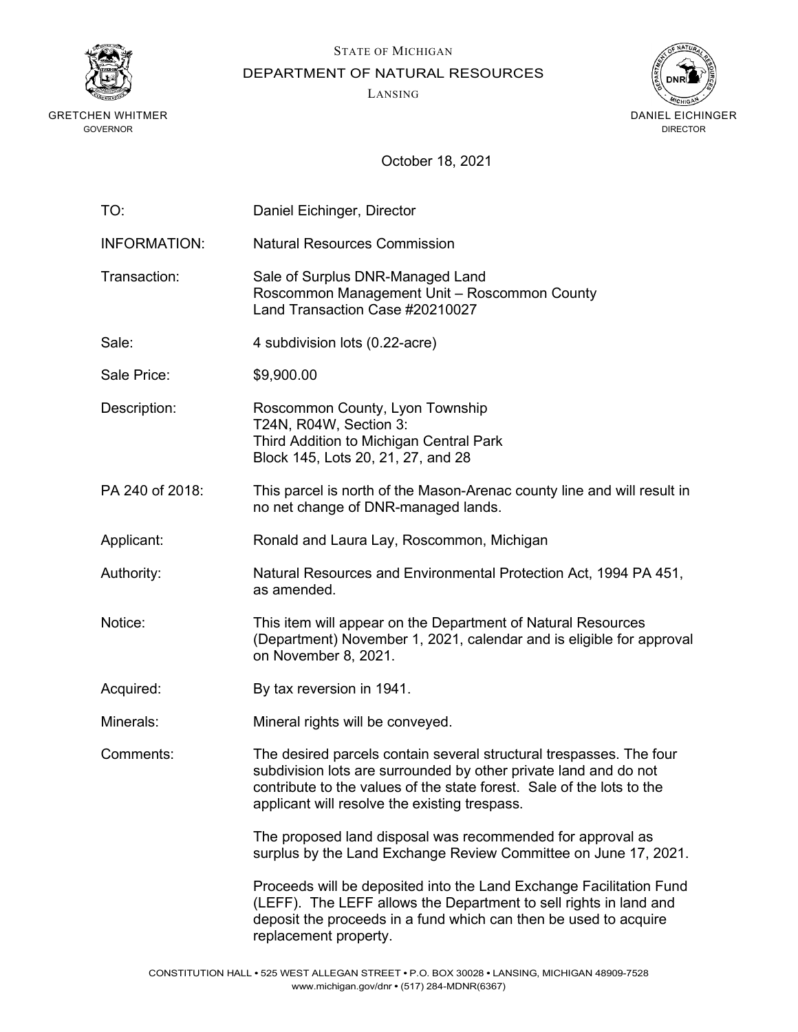STATE OF MICHIGAN

DEPARTMENT OF NATURAL RESOURCES

LANSING

GRETCHEN WHITMER
GOVERNOR

DANIEL EICHINGER
DIRECTOR

October 18, 2021

| | |
|---|---|
| TO: | Daniel Eichinger, Director |
| INFORMATION: | Natural Resources Commission |
| Transaction: | Sale of Surplus DNR-Managed Land<br>Roscommon Management Unit – Roscommon County<br>Land Transaction Case #20210027 |
| Sale: | 4 subdivision lots (0.22-acre) |
| Sale Price: | $9,900.00 |
| Description: | Roscommon County, Lyon Township<br>T24N, R04W, Section 3:<br>Third Addition to Michigan Central Park<br>Block 145, Lots 20, 21, 27, and 28 |
| PA 240 of 2018: | This parcel is north of the Mason-Arenac county line and will result in no net change of DNR-managed lands. |
| Applicant: | Ronald and Laura Lay, Roscommon, Michigan |
| Authority: | Natural Resources and Environmental Protection Act, 1994 PA 451, as amended. |
| Notice: | This item will appear on the Department of Natural Resources (Department) November 1, 2021, calendar and is eligible for approval on November 8, 2021. |
| Acquired: | By tax reversion in 1941. |
| Minerals: | Mineral rights will be conveyed. |
| Comments: | The desired parcels contain several structural trespasses. The four subdivision lots are surrounded by other private land and do not contribute to the values of the state forest. Sale of the lots to the applicant will resolve the existing trespass.<br><br>The proposed land disposal was recommended for approval as surplus by the Land Exchange Review Committee on June 17, 2021.<br><br>Proceeds will be deposited into the Land Exchange Facilitation Fund (LEFF). The LEFF allows the Department to sell rights in land and deposit the proceeds in a fund which can then be used to acquire replacement property. |

CONSTITUTION HALL • 525 WEST ALLEGAN STREET • P.O. BOX 30028 • LANSING, MICHIGAN 48909-7528
www.michigan.gov/dnr • (517) 284-MDNR(6367)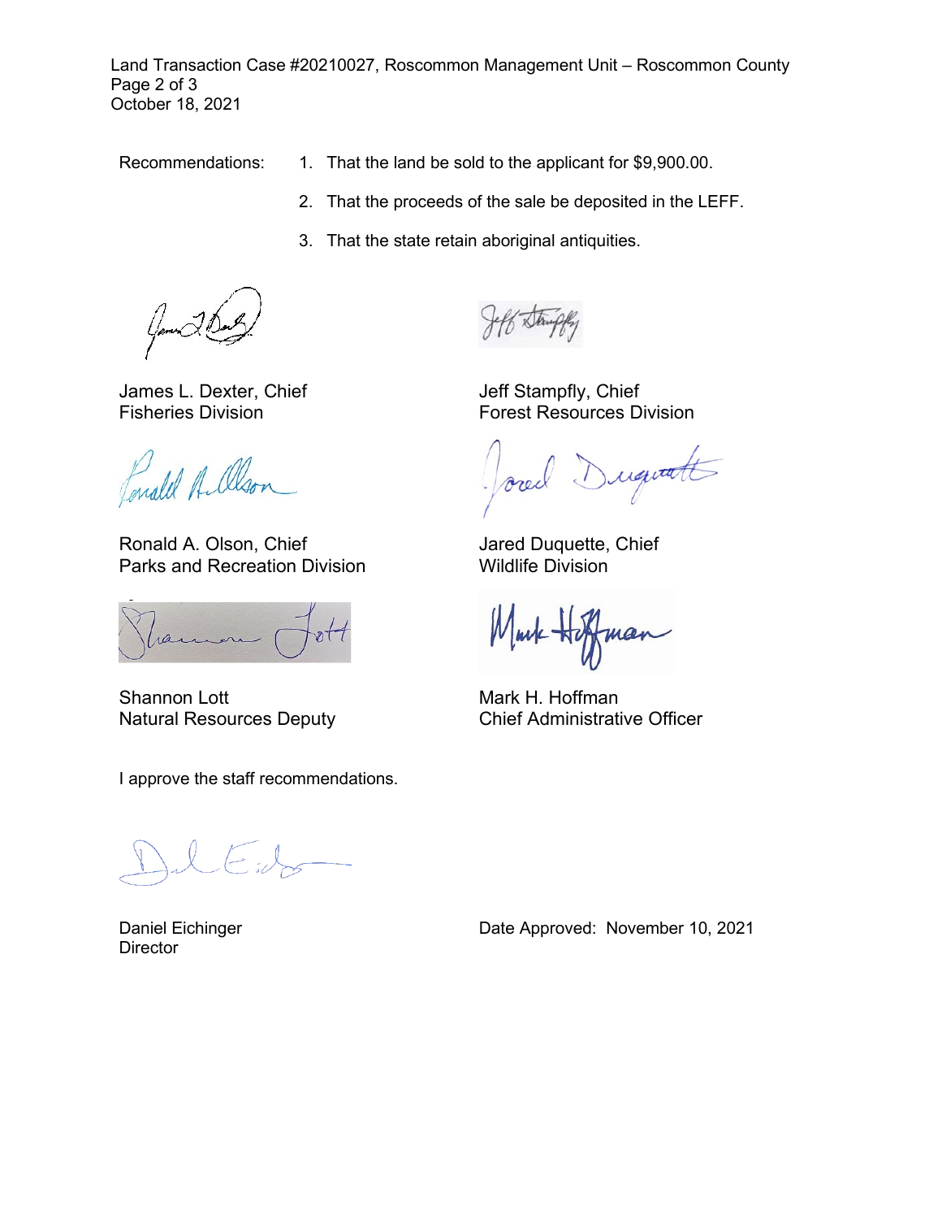Recommendations:

1. That the land be sold to the applicant for $9,900.00.
2. That the proceeds of the sale be deposited in the LEFF.
3. That the state retain aboriginal antiquities.

James L. Dexter, Chief
Fisheries Division

Jeff Stampfly, Chief
Forest Resources Division

Ronald A. Olson, Chief
Parks and Recreation Division

Jared Duquette, Chief
Wildlife Division

Shannon Lott
Natural Resources Deputy

Mark H. Hoffman
Chief Administrative Officer

I approve the staff recommendations.

Daniel Eichinger
Director

Date Approved: November 10, 2021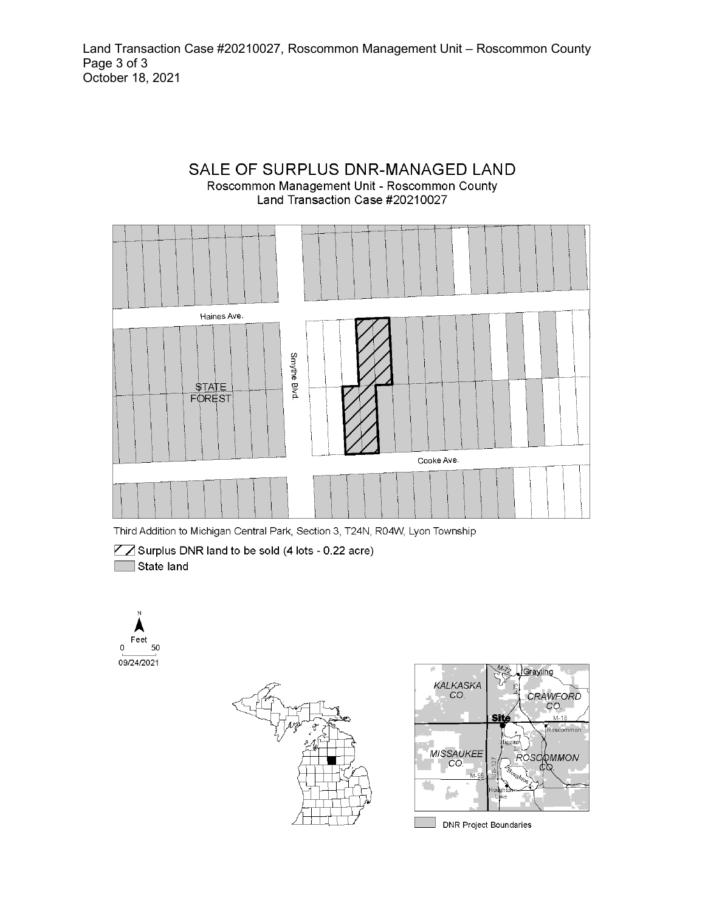# SALE OF SURPLUS DNR-MANAGED LAND

Roscommon Management Unit - Roscommon County
Land Transaction Case #20210027

Haines Ave.

Smythe Blvd.

STATE FOREST

Cooke Ave.

Third Addition to Michigan Central Park, Section 3, T24N, R04W, Lyon Township

Surplus DNR land to be sold (4 lots - 0.22 acre)

State land

N

Feet

0 50

09/24/2021

KALKASKA CO.

CRAWFORD CO.

Grayling

M-72

I-75

Site

M-18

Roscommon

Higgins L.

MISSAUKEE CO.

ROSCOMMON CO.

US-127

M-55

Houghton L.

Houghton Lake

DNR Project Boundaries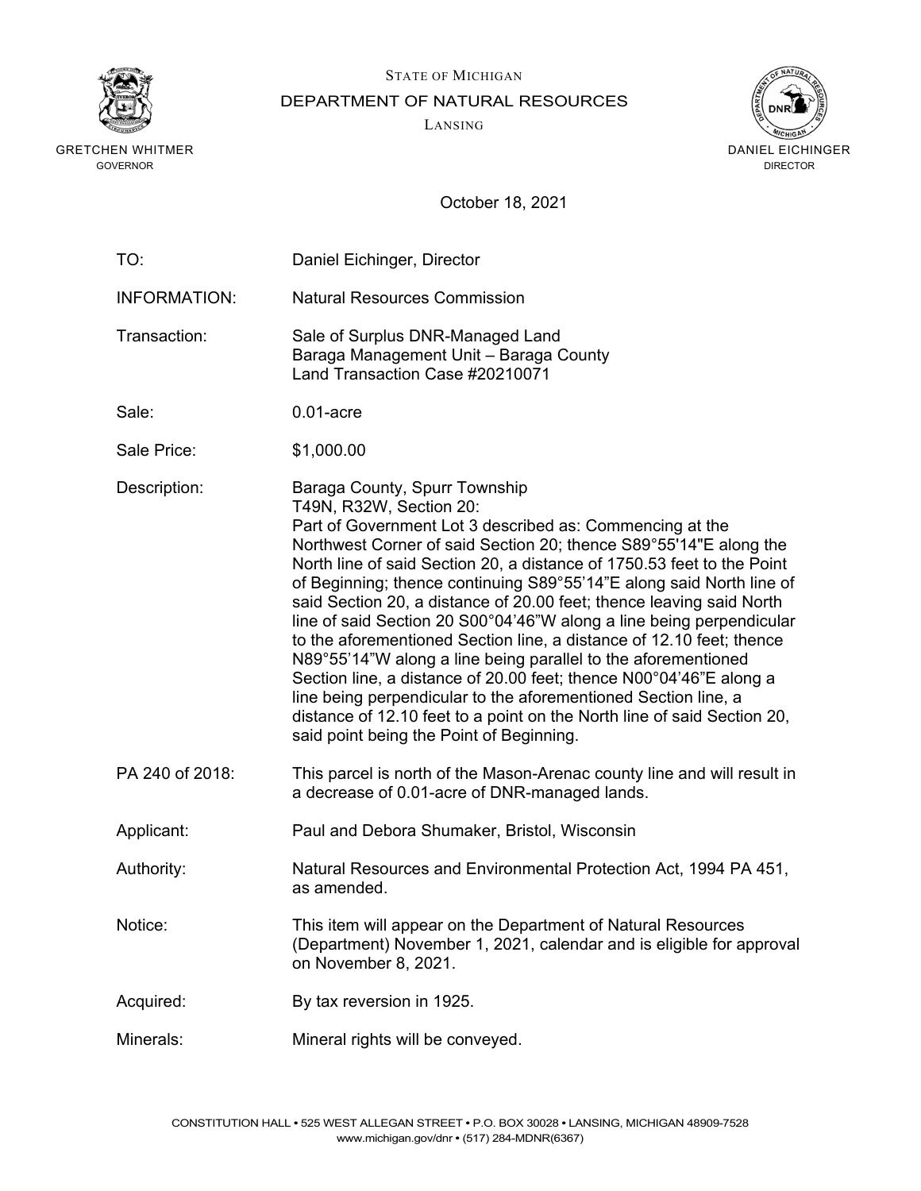STATE OF MICHIGAN

DEPARTMENT OF NATURAL RESOURCES

LANSING

GRETCHEN WHITMER
GOVERNOR

DANIEL EICHINGER
DIRECTOR

October 18, 2021

TO: Daniel Eichinger, Director

INFORMATION: Natural Resources Commission

Transaction: Sale of Surplus DNR-Managed Land
Baraga Management Unit – Baraga County
Land Transaction Case #20210071

Sale: 0.01-acre

Sale Price: $1,000.00

Description: Baraga County, Spurr Township
T49N, R32W, Section 20:
Part of Government Lot 3 described as: Commencing at the Northwest Corner of said Section 20; thence S89°55'14"E along the North line of said Section 20, a distance of 1750.53 feet to the Point of Beginning; thence continuing S89°55’14”E along said North line of said Section 20, a distance of 20.00 feet; thence leaving said North line of said Section 20 S00°04’46”W along a line being perpendicular to the aforementioned Section line, a distance of 12.10 feet; thence N89°55’14”W along a line being parallel to the aforementioned Section line, a distance of 20.00 feet; thence N00°04’46”E along a line being perpendicular to the aforementioned Section line, a distance of 12.10 feet to a point on the North line of said Section 20, said point being the Point of Beginning.

PA 240 of 2018: This parcel is north of the Mason-Arenac county line and will result in a decrease of 0.01-acre of DNR-managed lands.

Applicant: Paul and Debora Shumaker, Bristol, Wisconsin

Authority: Natural Resources and Environmental Protection Act, 1994 PA 451, as amended.

Notice: This item will appear on the Department of Natural Resources (Department) November 1, 2021, calendar and is eligible for approval on November 8, 2021.

Acquired: By tax reversion in 1925.

Minerals: Mineral rights will be conveyed.

CONSTITUTION HALL • 525 WEST ALLEGAN STREET • P.O. BOX 30028 • LANSING, MICHIGAN 48909-7528
www.michigan.gov/dnr • (517) 284-MDNR(6367)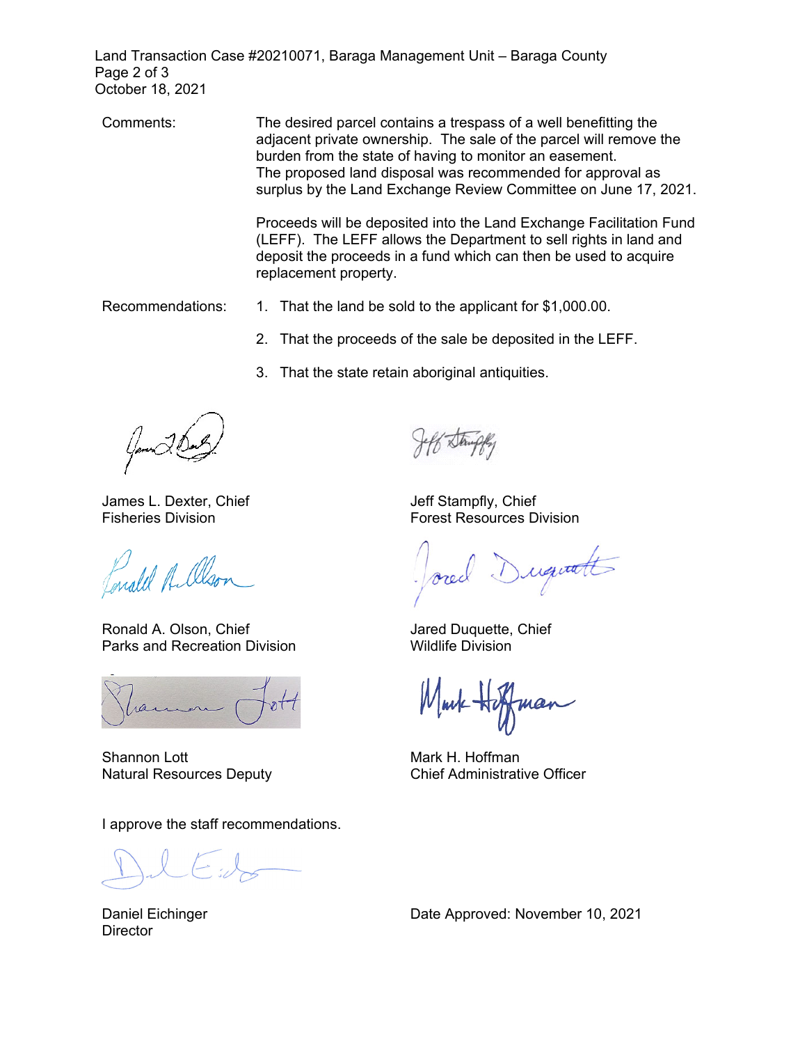Comments: The desired parcel contains a trespass of a well benefitting the adjacent private ownership. The sale of the parcel will remove the burden from the state of having to monitor an easement. The proposed land disposal was recommended for approval as surplus by the Land Exchange Review Committee on June 17, 2021.

Proceeds will be deposited into the Land Exchange Facilitation Fund (LEFF). The LEFF allows the Department to sell rights in land and deposit the proceeds in a fund which can then be used to acquire replacement property.

Recommendations:

1. That the land be sold to the applicant for $1,000.00.
2. That the proceeds of the sale be deposited in the LEFF.
3. That the state retain aboriginal antiquities.

James L. Dexter, Chief
Fisheries Division

Jeff Stampfly, Chief
Forest Resources Division

Ronald A. Olson, Chief
Parks and Recreation Division

Jared Duquette, Chief
Wildlife Division

Shannon Lott
Natural Resources Deputy

Mark H. Hoffman
Chief Administrative Officer

I approve the staff recommendations.

Daniel Eichinger
Director

Date Approved: November 10, 2021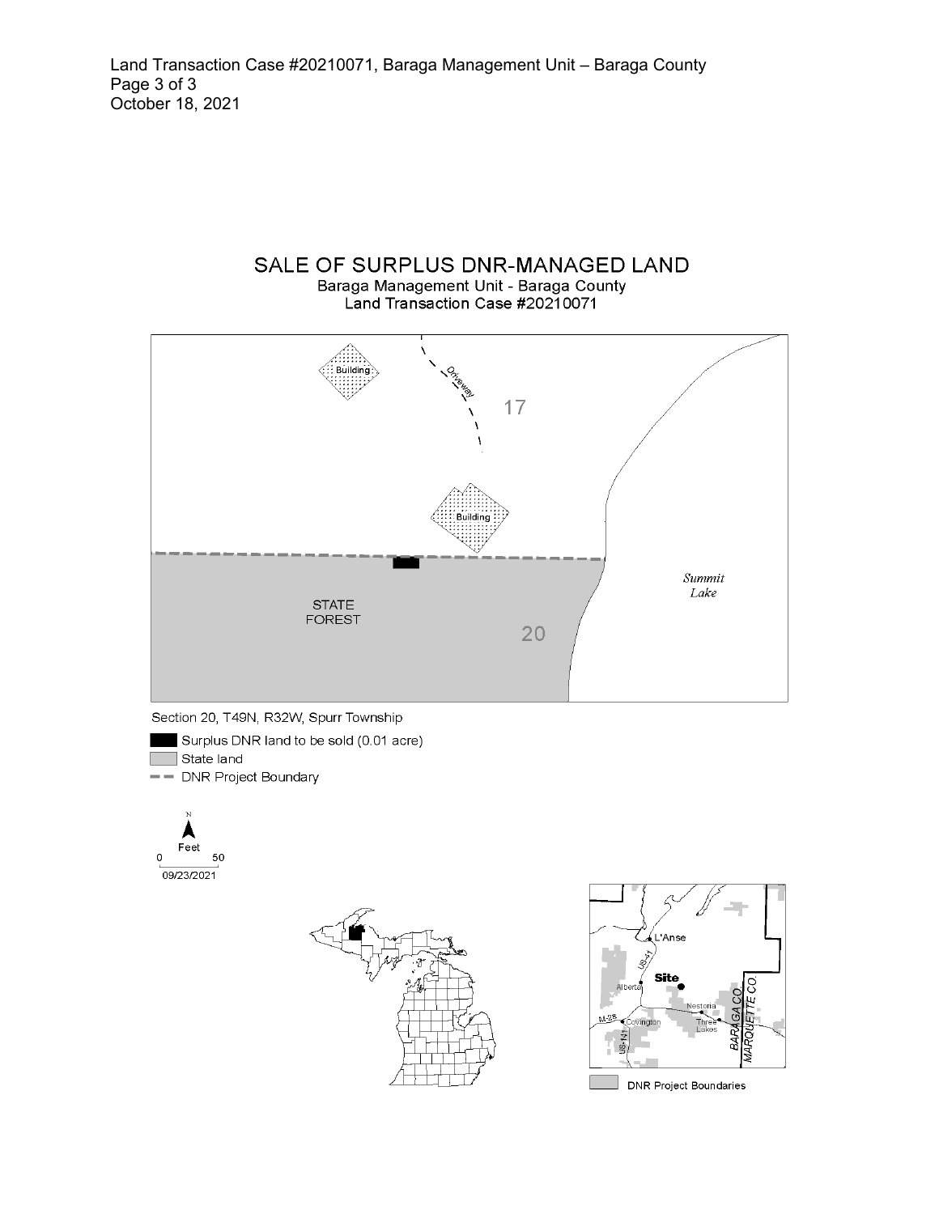# SALE OF SURPLUS DNR-MANAGED LAND

Baraga Management Unit - Baraga County
Land Transaction Case #20210071

Section 20, T49N, R32W, Spurr Township

- Surplus DNR land to be sold (0.01 acre)
- State land
- DNR Project Boundary

Feet 0 50
09/23/2021

DNR Project Boundaries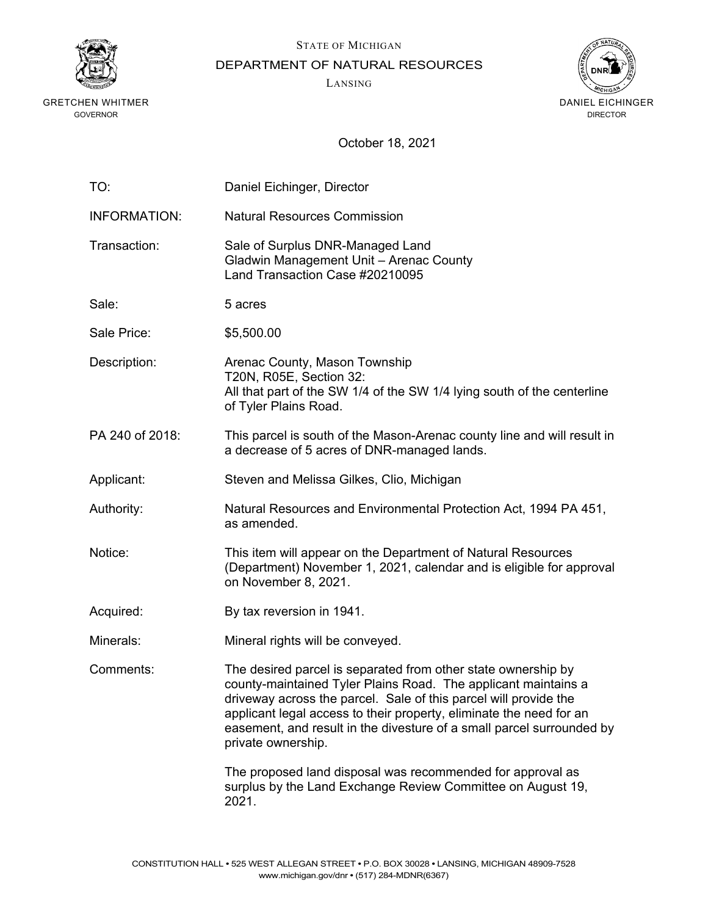STATE OF MICHIGAN

DEPARTMENT OF NATURAL RESOURCES

LANSING

GRETCHEN WHITMER
GOVERNOR

DANIEL EICHINGER
DIRECTOR

October 18, 2021

| | |
|---|---|
| TO: | Daniel Eichinger, Director |
| INFORMATION: | Natural Resources Commission |
| Transaction: | Sale of Surplus DNR-Managed Land<br>Gladwin Management Unit – Arenac County<br>Land Transaction Case #20210095 |
| Sale: | 5 acres |
| Sale Price: | $5,500.00 |
| Description: | Arenac County, Mason Township<br>T20N, R05E, Section 32:<br>All that part of the SW 1/4 of the SW 1/4 lying south of the centerline of Tyler Plains Road. |
| PA 240 of 2018: | This parcel is south of the Mason-Arenac county line and will result in a decrease of 5 acres of DNR-managed lands. |
| Applicant: | Steven and Melissa Gilkes, Clio, Michigan |
| Authority: | Natural Resources and Environmental Protection Act, 1994 PA 451, as amended. |
| Notice: | This item will appear on the Department of Natural Resources (Department) November 1, 2021, calendar and is eligible for approval on November 8, 2021. |
| Acquired: | By tax reversion in 1941. |
| Minerals: | Mineral rights will be conveyed. |
| Comments: | The desired parcel is separated from other state ownership by county-maintained Tyler Plains Road. The applicant maintains a driveway across the parcel. Sale of this parcel will provide the applicant legal access to their property, eliminate the need for an easement, and result in the divesture of a small parcel surrounded by private ownership.<br><br>The proposed land disposal was recommended for approval as surplus by the Land Exchange Review Committee on August 19, 2021. |

CONSTITUTION HALL • 525 WEST ALLEGAN STREET • P.O. BOX 30028 • LANSING, MICHIGAN 48909-7528
www.michigan.gov/dnr • (517) 284-MDNR(6367)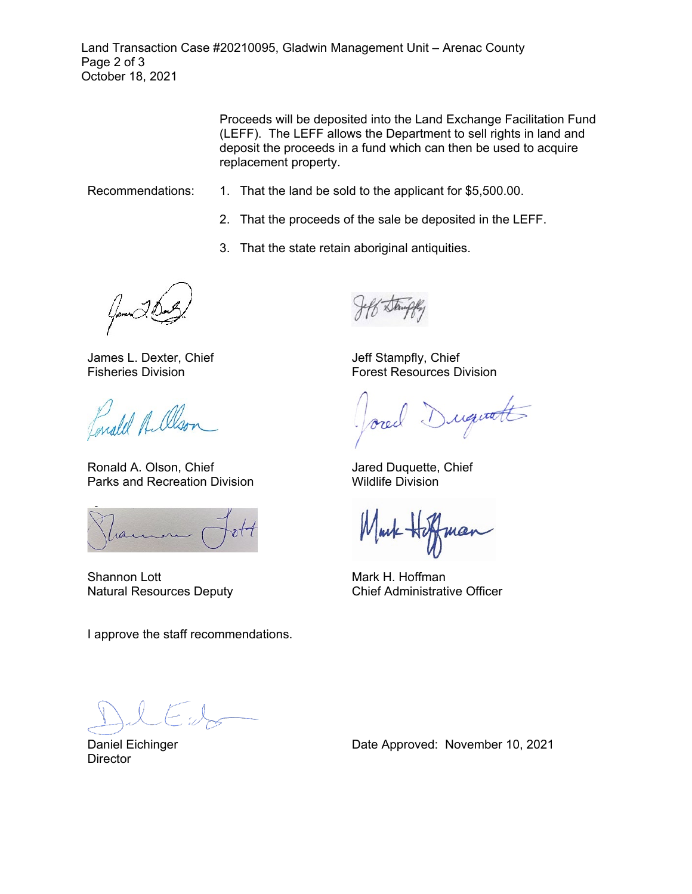Proceeds will be deposited into the Land Exchange Facilitation Fund (LEFF). The LEFF allows the Department to sell rights in land and deposit the proceeds in a fund which can then be used to acquire replacement property.

Recommendations:

1. That the land be sold to the applicant for $5,500.00.
2. That the proceeds of the sale be deposited in the LEFF.
3. That the state retain aboriginal antiquities.

James L. Dexter, Chief
Fisheries Division

Jeff Stampfly, Chief
Forest Resources Division

Ronald A. Olson, Chief
Parks and Recreation Division

Jared Duquette, Chief
Wildlife Division

Shannon Lott
Natural Resources Deputy

Mark H. Hoffman
Chief Administrative Officer

I approve the staff recommendations.

Daniel Eichinger
Director

Date Approved: November 10, 2021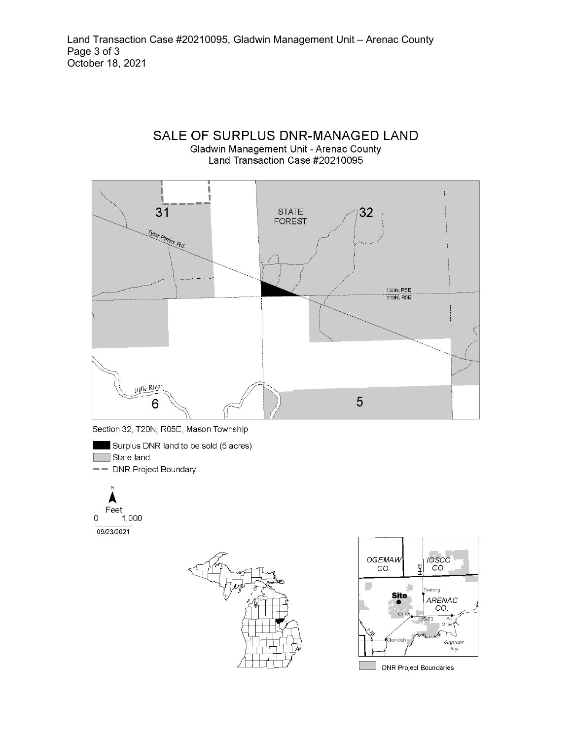Land Transaction Case #20210095, Gladwin Management Unit – Arenac County
Page 3 of 3
October 18, 2021

# SALE OF SURPLUS DNR-MANAGED LAND

Gladwin Management Unit - Arenac County
Land Transaction Case #20210095

31

STATE FOREST

32

Tyler Plains Rd.

T20N, R5E
T19N, R5E

Rifle River

6

5

Section 32, T20N, R05E, Mason Township

- Surplus DNR land to be sold (5 acres)
- State land
- DNR Project Boundary

N

Feet
0 1,000

09/23/2021

OGEMAW CO.

M-65

IOSCO CO.

Twining

Site

ARENAC CO.

Omer

US-23

Au Gres

I-75

Standish

Saginaw Bay

DNR Project Boundaries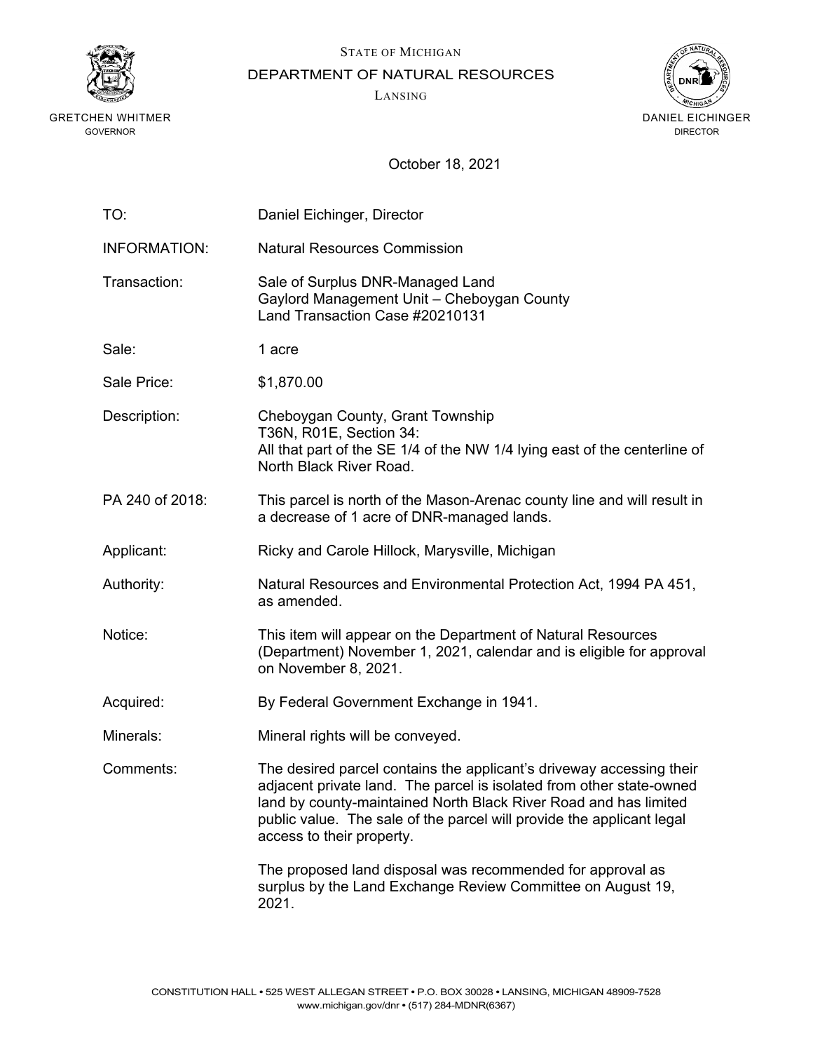STATE OF MICHIGAN

DEPARTMENT OF NATURAL RESOURCES

LANSING

GRETCHEN WHITMER
GOVERNOR

DANIEL EICHINGER
DIRECTOR

October 18, 2021

| | |
|---|---|
| TO: | Daniel Eichinger, Director |
| INFORMATION: | Natural Resources Commission |
| Transaction: | Sale of Surplus DNR-Managed Land<br>Gaylord Management Unit – Cheboygan County<br>Land Transaction Case #20210131 |
| Sale: | 1 acre |
| Sale Price: | $1,870.00 |
| Description: | Cheboygan County, Grant Township<br>T36N, R01E, Section 34:<br>All that part of the SE 1/4 of the NW 1/4 lying east of the centerline of North Black River Road. |
| PA 240 of 2018: | This parcel is north of the Mason-Arenac county line and will result in a decrease of 1 acre of DNR-managed lands. |
| Applicant: | Ricky and Carole Hillock, Marysville, Michigan |
| Authority: | Natural Resources and Environmental Protection Act, 1994 PA 451, as amended. |
| Notice: | This item will appear on the Department of Natural Resources (Department) November 1, 2021, calendar and is eligible for approval on November 8, 2021. |
| Acquired: | By Federal Government Exchange in 1941. |
| Minerals: | Mineral rights will be conveyed. |
| Comments: | The desired parcel contains the applicant's driveway accessing their adjacent private land. The parcel is isolated from other state-owned land by county-maintained North Black River Road and has limited public value. The sale of the parcel will provide the applicant legal access to their property.<br><br>The proposed land disposal was recommended for approval as surplus by the Land Exchange Review Committee on August 19, 2021. |

CONSTITUTION HALL • 525 WEST ALLEGAN STREET • P.O. BOX 30028 • LANSING, MICHIGAN 48909-7528
www.michigan.gov/dnr • (517) 284-MDNR(6367)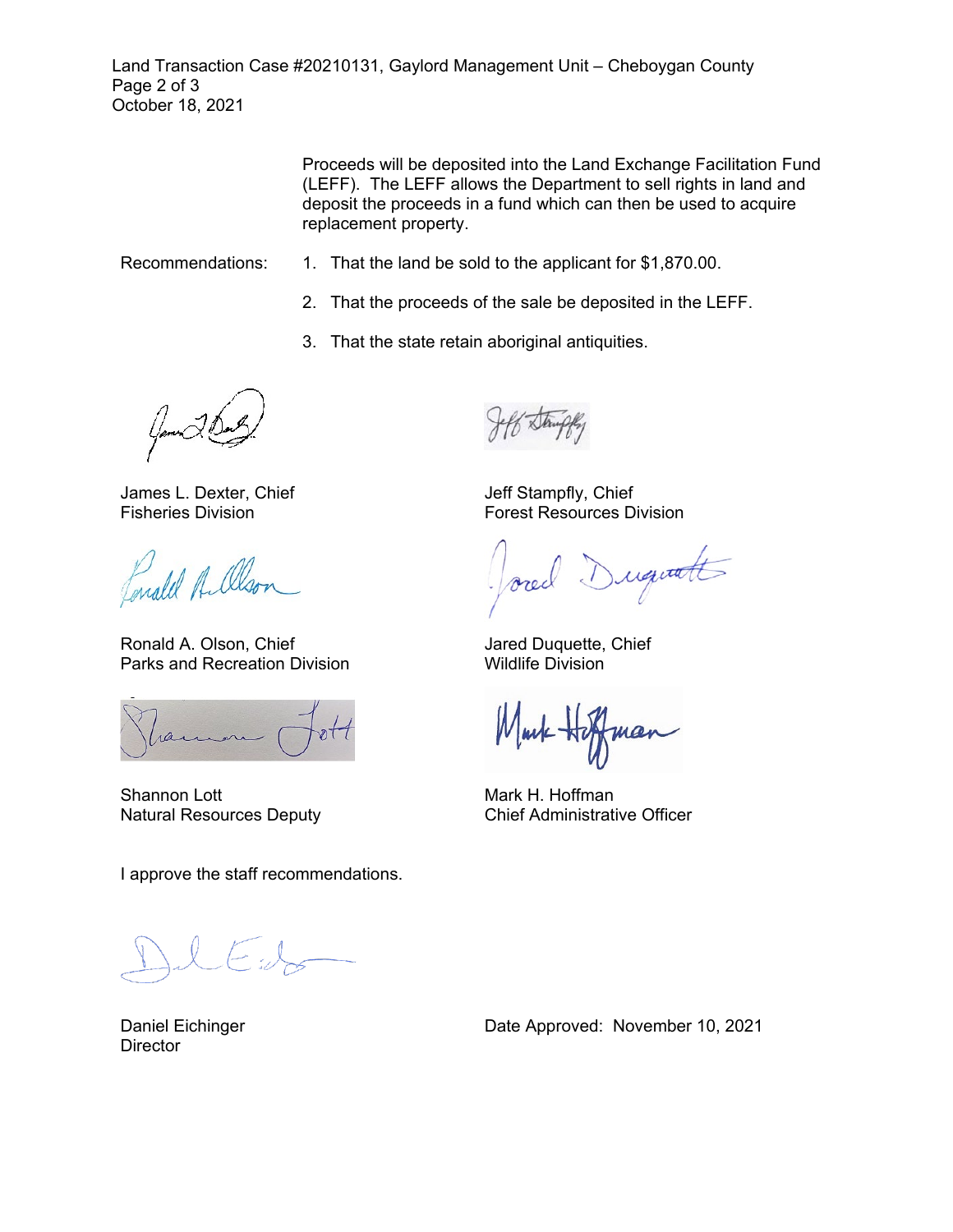Proceeds will be deposited into the Land Exchange Facilitation Fund (LEFF). The LEFF allows the Department to sell rights in land and deposit the proceeds in a fund which can then be used to acquire replacement property.

Recommendations:

1. That the land be sold to the applicant for $1,870.00.
2. That the proceeds of the sale be deposited in the LEFF.
3. That the state retain aboriginal antiquities.

James L. Dexter, Chief
Fisheries Division

Jeff Stampfly, Chief
Forest Resources Division

Ronald A. Olson, Chief
Parks and Recreation Division

Jared Duquette, Chief
Wildlife Division

Shannon Lott
Natural Resources Deputy

Mark H. Hoffman
Chief Administrative Officer

I approve the staff recommendations.

Daniel Eichinger
Director

Date Approved: November 10, 2021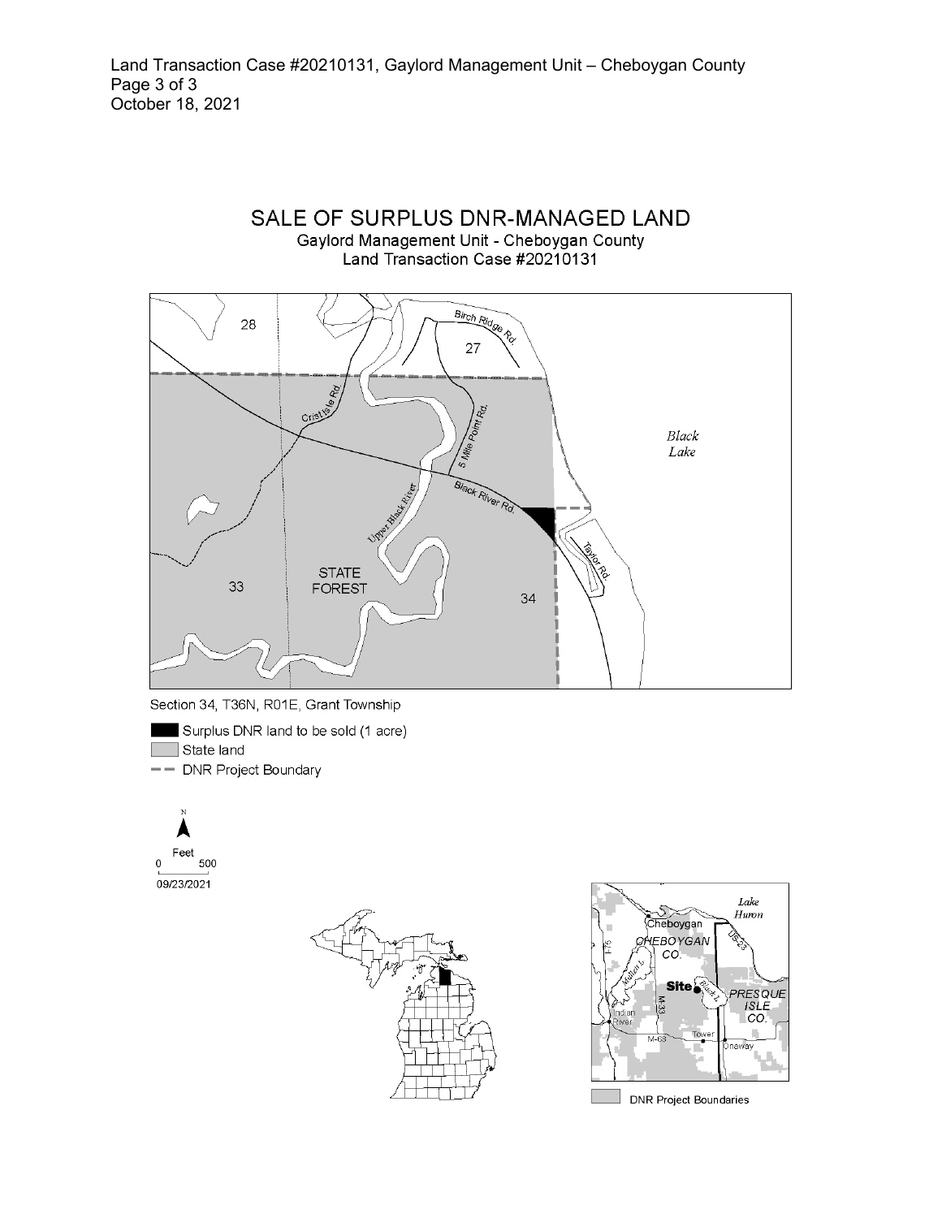# SALE OF SURPLUS DNR-MANAGED LAND

Gaylord Management Unit - Cheboygan County
Land Transaction Case #20210131

Section 34, T36N, R01E, Grant Township

- Surplus DNR land to be sold (1 acre)
- State land
- DNR Project Boundary

09/23/2021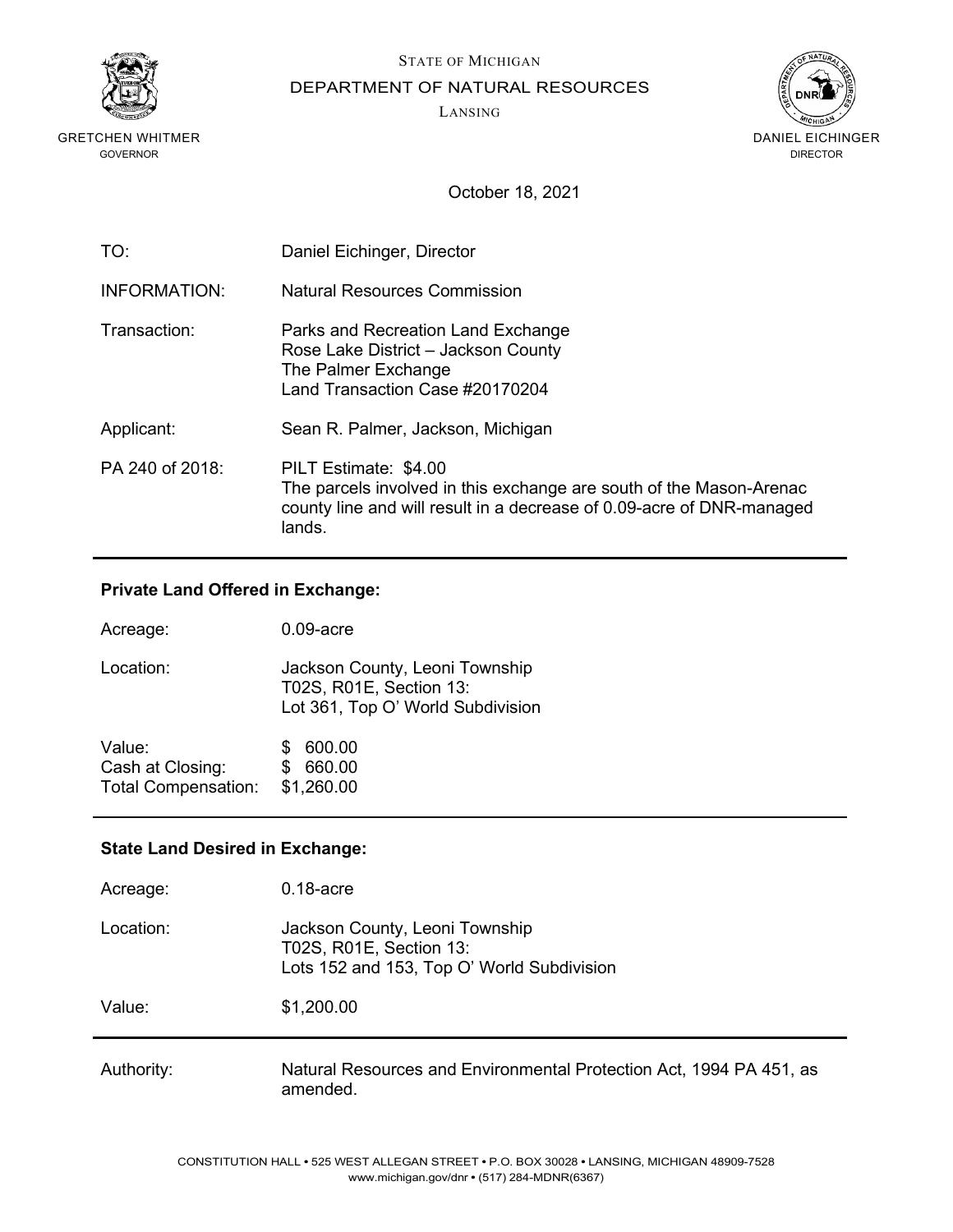STATE OF MICHIGAN

DEPARTMENT OF NATURAL RESOURCES

LANSING

GRETCHEN WHITMER
GOVERNOR

DANIEL EICHINGER
DIRECTOR

October 18, 2021

| | |
|---|---|
| TO: | Daniel Eichinger, Director |
| INFORMATION: | Natural Resources Commission |
| Transaction: | Parks and Recreation Land Exchange<br>Rose Lake District – Jackson County<br>The Palmer Exchange<br>Land Transaction Case #20170204 |
| Applicant: | Sean R. Palmer, Jackson, Michigan |
| PA 240 of 2018: | PILT Estimate: $4.00<br>The parcels involved in this exchange are south of the Mason-Arenac county line and will result in a decrease of 0.09-acre of DNR-managed lands. |

---

**Private Land Offered in Exchange:**

| | |
|---|---|
| Acreage: | 0.09-acre |
| Location: | Jackson County, Leoni Township<br>T02S, R01E, Section 13:<br>Lot 361, Top O' World Subdivision |
| Value: | $ 600.00 |
| Cash at Closing: | $ 660.00 |
| Total Compensation: | $1,260.00 |

---

**State Land Desired in Exchange:**

| | |
|---|---|
| Acreage: | 0.18-acre |
| Location: | Jackson County, Leoni Township<br>T02S, R01E, Section 13:<br>Lots 152 and 153, Top O' World Subdivision |
| Value: | $1,200.00 |

---

| | |
|---|---|
| Authority: | Natural Resources and Environmental Protection Act, 1994 PA 451, as amended. |

CONSTITUTION HALL • 525 WEST ALLEGAN STREET • P.O. BOX 30028 • LANSING, MICHIGAN 48909-7528
www.michigan.gov/dnr • (517) 284-MDNR(6367)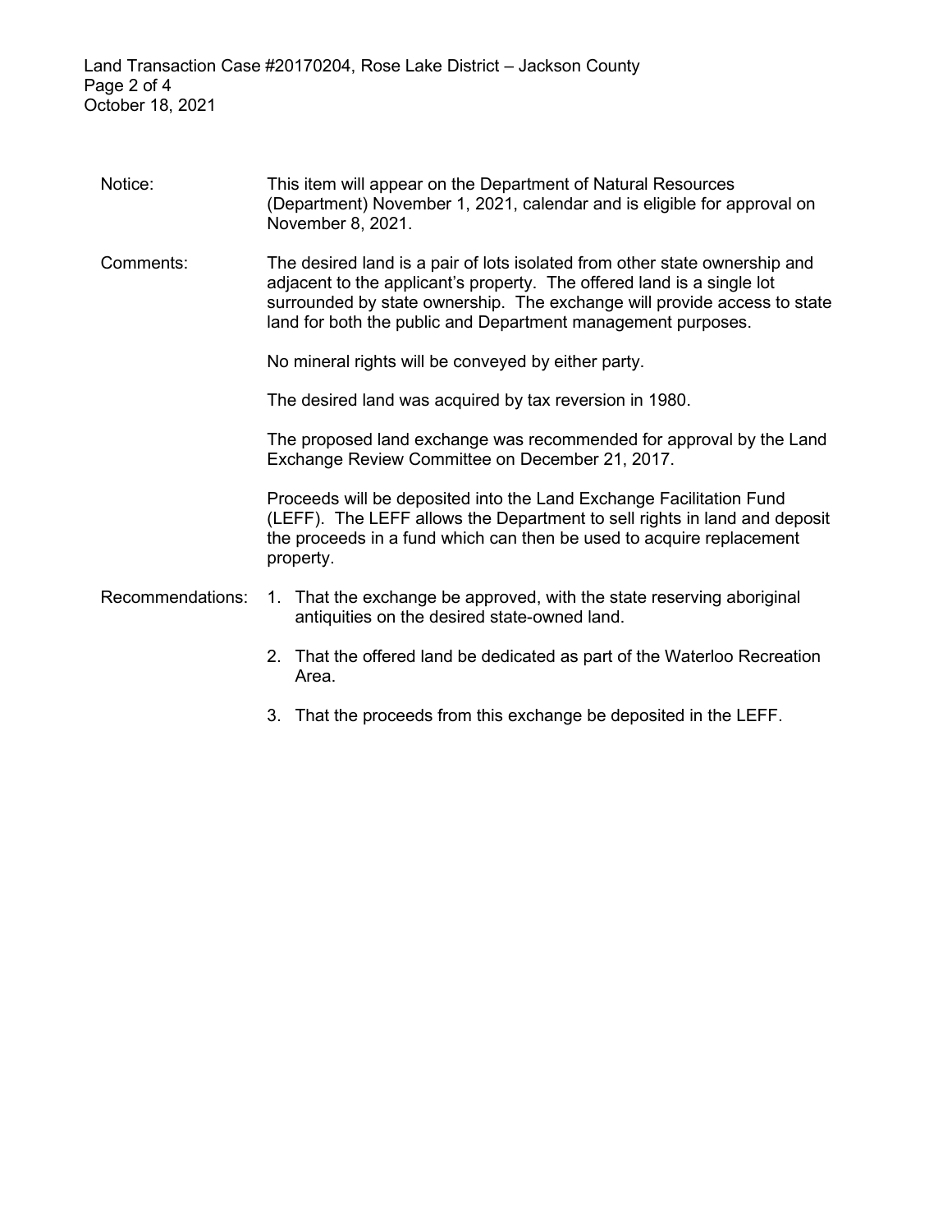Notice: This item will appear on the Department of Natural Resources (Department) November 1, 2021, calendar and is eligible for approval on November 8, 2021.

Comments: The desired land is a pair of lots isolated from other state ownership and adjacent to the applicant's property. The offered land is a single lot surrounded by state ownership. The exchange will provide access to state land for both the public and Department management purposes.

No mineral rights will be conveyed by either party.

The desired land was acquired by tax reversion in 1980.

The proposed land exchange was recommended for approval by the Land Exchange Review Committee on December 21, 2017.

Proceeds will be deposited into the Land Exchange Facilitation Fund (LEFF). The LEFF allows the Department to sell rights in land and deposit the proceeds in a fund which can then be used to acquire replacement property.

Recommendations:

1. That the exchange be approved, with the state reserving aboriginal antiquities on the desired state-owned land.
2. That the offered land be dedicated as part of the Waterloo Recreation Area.
3. That the proceeds from this exchange be deposited in the LEFF.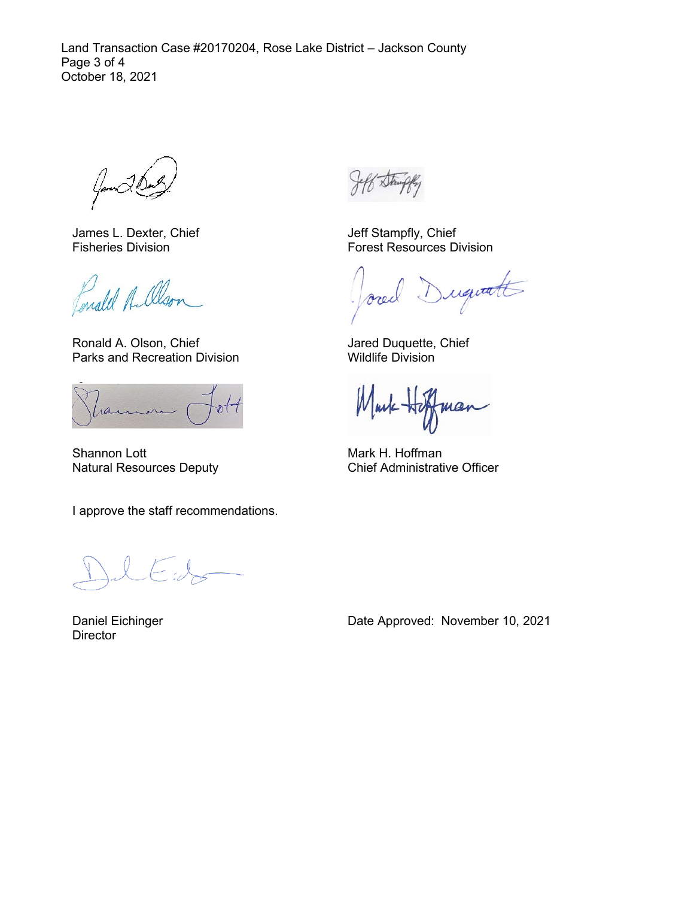James L. Dexter, Chief
Fisheries Division

Jeff Stampfly, Chief
Forest Resources Division

Ronald A. Olson, Chief
Parks and Recreation Division

Jared Duquette, Chief
Wildlife Division

Shannon Lott
Natural Resources Deputy

Mark H. Hoffman
Chief Administrative Officer

I approve the staff recommendations.

Daniel Eichinger
Director

Date Approved: November 10, 2021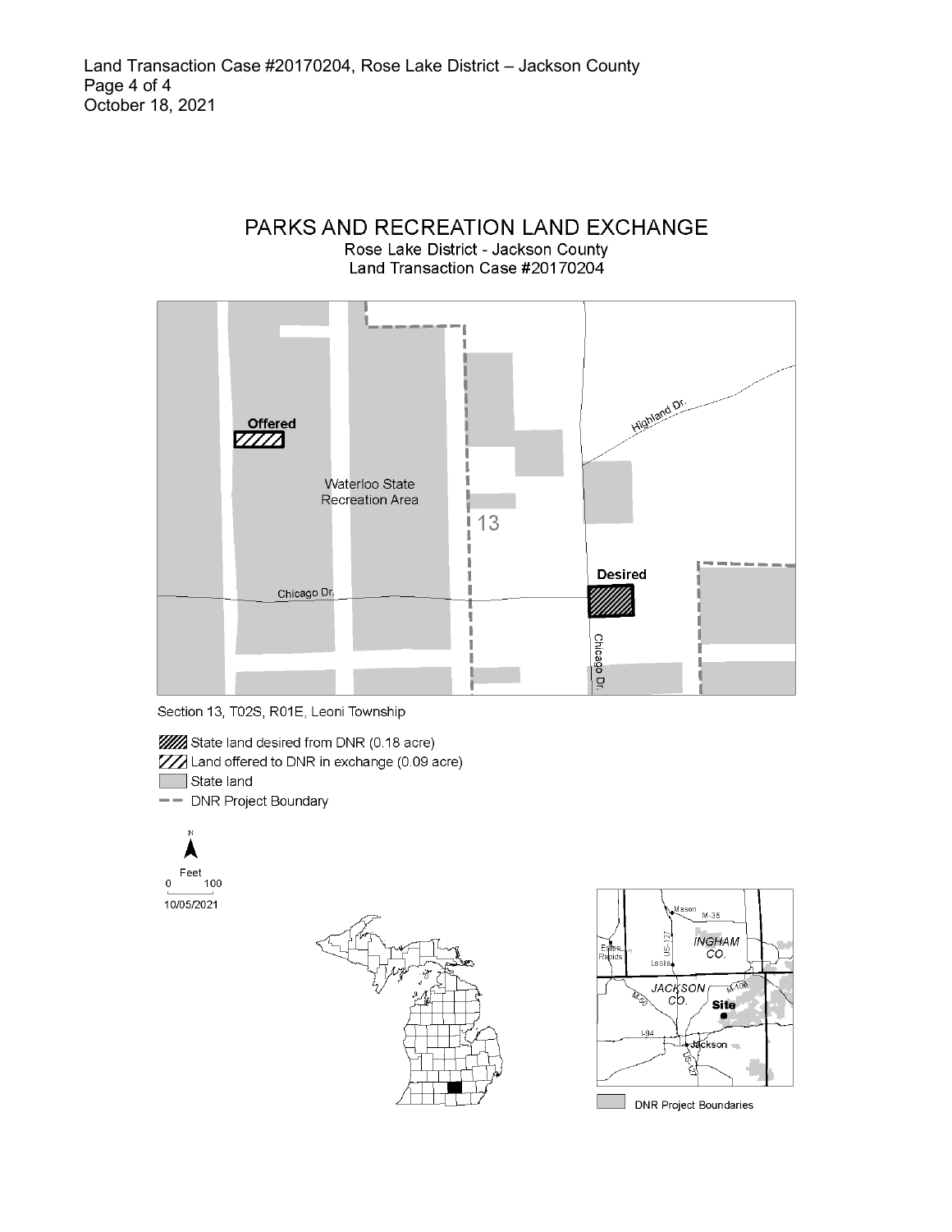# PARKS AND RECREATION LAND EXCHANGE

Rose Lake District - Jackson County
Land Transaction Case #20170204

Offered

Waterloo State Recreation Area

Highland Dr.

13

Desired

Chicago Dr.

Chicago Dr.

Section 13, T02S, R01E, Leoni Township

- State land desired from DNR (0.18 acre)
- Land offered to DNR in exchange (0.09 acre)
- State land
- DNR Project Boundary

N

Feet
0 100

10/05/2021

Mason M-36 Eaton Rapids US-127 INGHAM CO. Leslie JACKSON CO. M-106 M-50 Site I-94 Jackson US-127

DNR Project Boundaries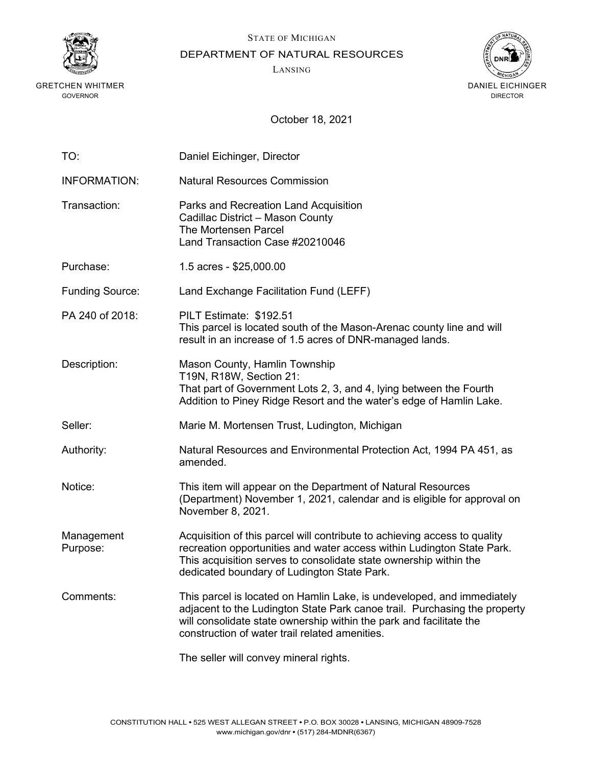STATE OF MICHIGAN

DEPARTMENT OF NATURAL RESOURCES

LANSING

GRETCHEN WHITMER
GOVERNOR

DANIEL EICHINGER
DIRECTOR

October 18, 2021

TO: Daniel Eichinger, Director

INFORMATION: Natural Resources Commission

Transaction: Parks and Recreation Land Acquisition
Cadillac District – Mason County
The Mortensen Parcel
Land Transaction Case #20210046

Purchase: 1.5 acres - $25,000.00

Funding Source: Land Exchange Facilitation Fund (LEFF)

PA 240 of 2018: PILT Estimate: $192.51
This parcel is located south of the Mason-Arenac county line and will result in an increase of 1.5 acres of DNR-managed lands.

Description: Mason County, Hamlin Township
T19N, R18W, Section 21:
That part of Government Lots 2, 3, and 4, lying between the Fourth Addition to Piney Ridge Resort and the water's edge of Hamlin Lake.

Seller: Marie M. Mortensen Trust, Ludington, Michigan

Authority: Natural Resources and Environmental Protection Act, 1994 PA 451, as amended.

Notice: This item will appear on the Department of Natural Resources (Department) November 1, 2021, calendar and is eligible for approval on November 8, 2021.

Management Purpose: Acquisition of this parcel will contribute to achieving access to quality recreation opportunities and water access within Ludington State Park. This acquisition serves to consolidate state ownership within the dedicated boundary of Ludington State Park.

Comments: This parcel is located on Hamlin Lake, is undeveloped, and immediately adjacent to the Ludington State Park canoe trail. Purchasing the property will consolidate state ownership within the park and facilitate the construction of water trail related amenities.

The seller will convey mineral rights.

CONSTITUTION HALL • 525 WEST ALLEGAN STREET • P.O. BOX 30028 • LANSING, MICHIGAN 48909-7528
www.michigan.gov/dnr • (517) 284-MDNR(6367)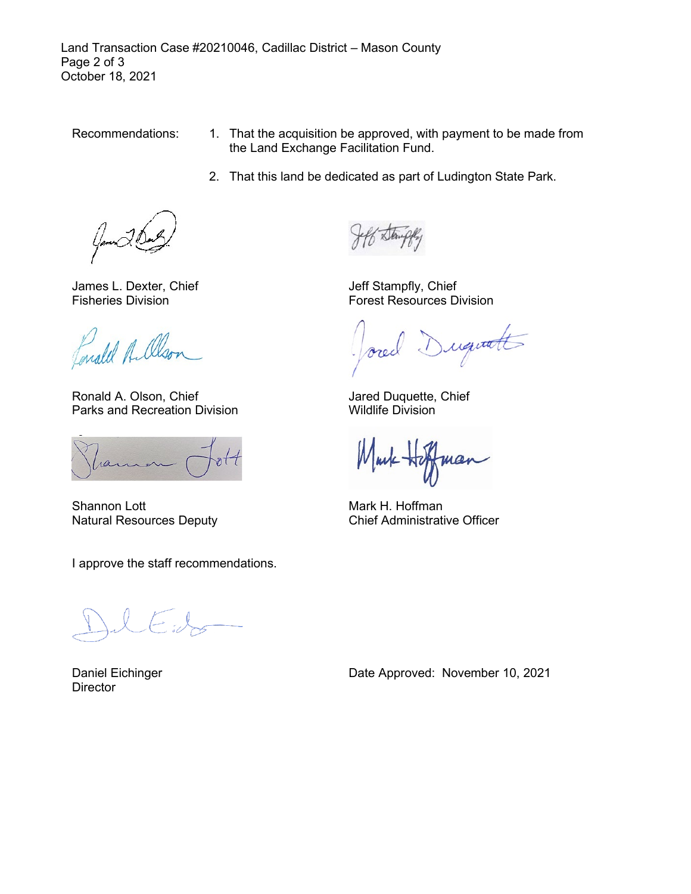Recommendations:

1. That the acquisition be approved, with payment to be made from the Land Exchange Facilitation Fund.
2. That this land be dedicated as part of Ludington State Park.

James L. Dexter, Chief
Fisheries Division

Jeff Stampfly, Chief
Forest Resources Division

Ronald A. Olson, Chief
Parks and Recreation Division

Jared Duquette, Chief
Wildlife Division

Shannon Lott
Natural Resources Deputy

Mark H. Hoffman
Chief Administrative Officer

I approve the staff recommendations.

Daniel Eichinger
Director

Date Approved: November 10, 2021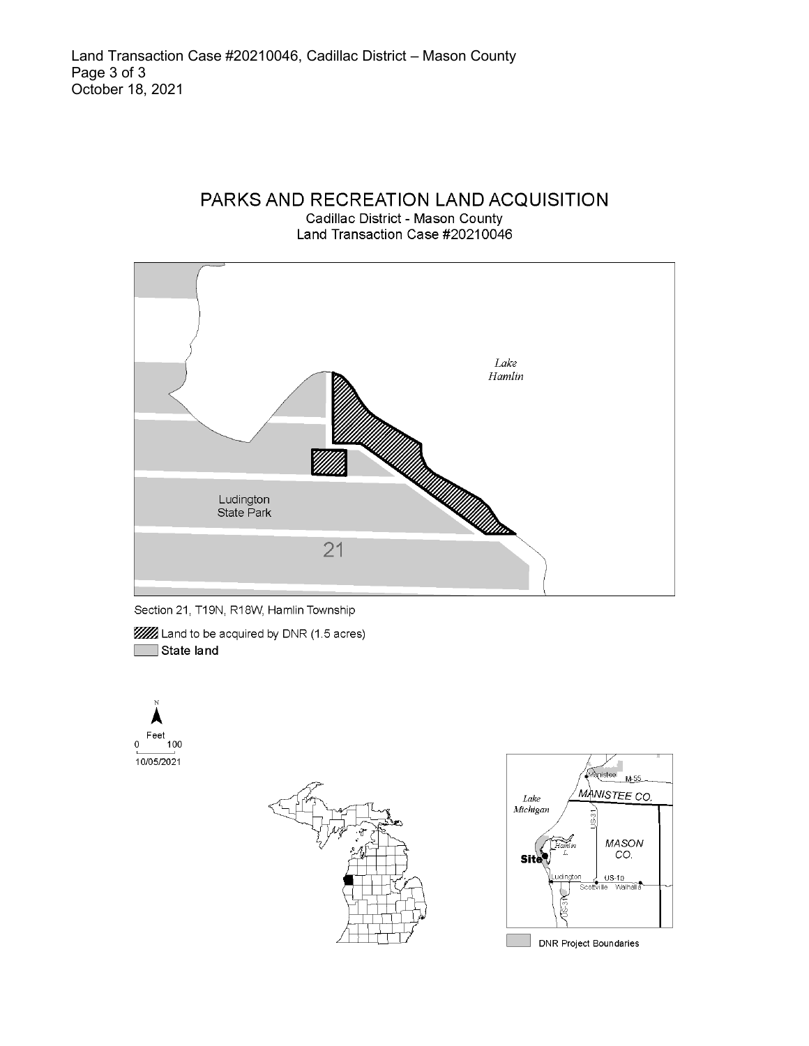# PARKS AND RECREATION LAND ACQUISITION

Cadillac District - Mason County
Land Transaction Case #20210046

Lake Hamlin

Ludington State Park

21

Section 21, T19N, R18W, Hamlin Township

Land to be acquired by DNR (1.5 acres)

State land

N

Feet
0 100

10/05/2021

Lake Michigan

Manistee M-55

MANISTEE CO.

US-31

Hamlin L.

MASON CO.

Site

Ludington US-10

Scottville Walhalla

US-31

DNR Project Boundaries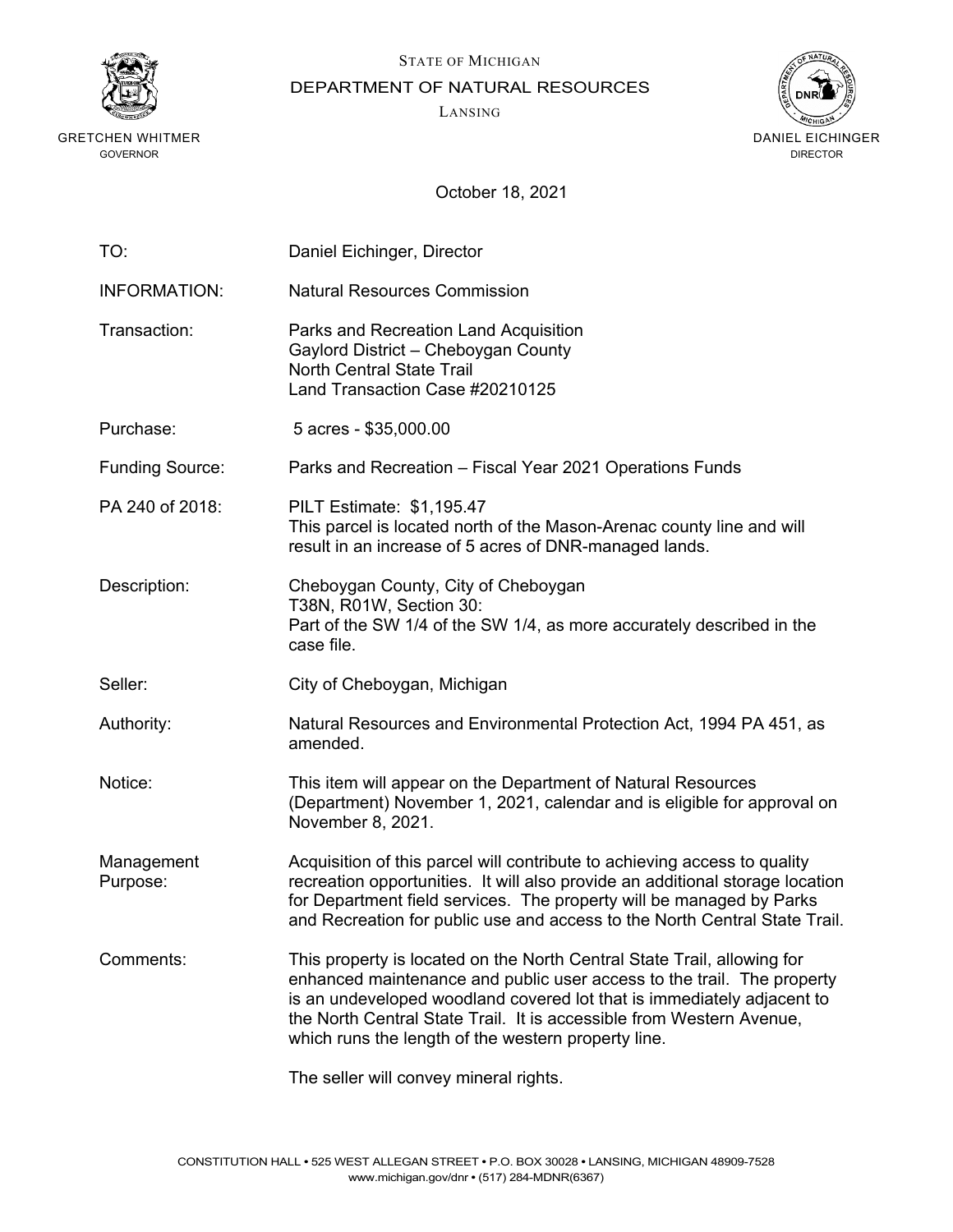STATE OF MICHIGAN

DEPARTMENT OF NATURAL RESOURCES

LANSING

GRETCHEN WHITMER
GOVERNOR

DANIEL EICHINGER
DIRECTOR

October 18, 2021

| | |
|---|---|
| TO: | Daniel Eichinger, Director |
| INFORMATION: | Natural Resources Commission |
| Transaction: | Parks and Recreation Land Acquisition<br>Gaylord District – Cheboygan County<br>North Central State Trail<br>Land Transaction Case #20210125 |
| Purchase: | 5 acres - $35,000.00 |
| Funding Source: | Parks and Recreation – Fiscal Year 2021 Operations Funds |
| PA 240 of 2018: | PILT Estimate: $1,195.47<br>This parcel is located north of the Mason-Arenac county line and will result in an increase of 5 acres of DNR-managed lands. |
| Description: | Cheboygan County, City of Cheboygan<br>T38N, R01W, Section 30:<br>Part of the SW 1/4 of the SW 1/4, as more accurately described in the case file. |
| Seller: | City of Cheboygan, Michigan |
| Authority: | Natural Resources and Environmental Protection Act, 1994 PA 451, as amended. |
| Notice: | This item will appear on the Department of Natural Resources (Department) November 1, 2021, calendar and is eligible for approval on November 8, 2021. |
| Management Purpose: | Acquisition of this parcel will contribute to achieving access to quality recreation opportunities. It will also provide an additional storage location for Department field services. The property will be managed by Parks and Recreation for public use and access to the North Central State Trail. |
| Comments: | This property is located on the North Central State Trail, allowing for enhanced maintenance and public user access to the trail. The property is an undeveloped woodland covered lot that is immediately adjacent to the North Central State Trail. It is accessible from Western Avenue, which runs the length of the western property line.<br><br>The seller will convey mineral rights. |

CONSTITUTION HALL • 525 WEST ALLEGAN STREET • P.O. BOX 30028 • LANSING, MICHIGAN 48909-7528
www.michigan.gov/dnr • (517) 284-MDNR(6367)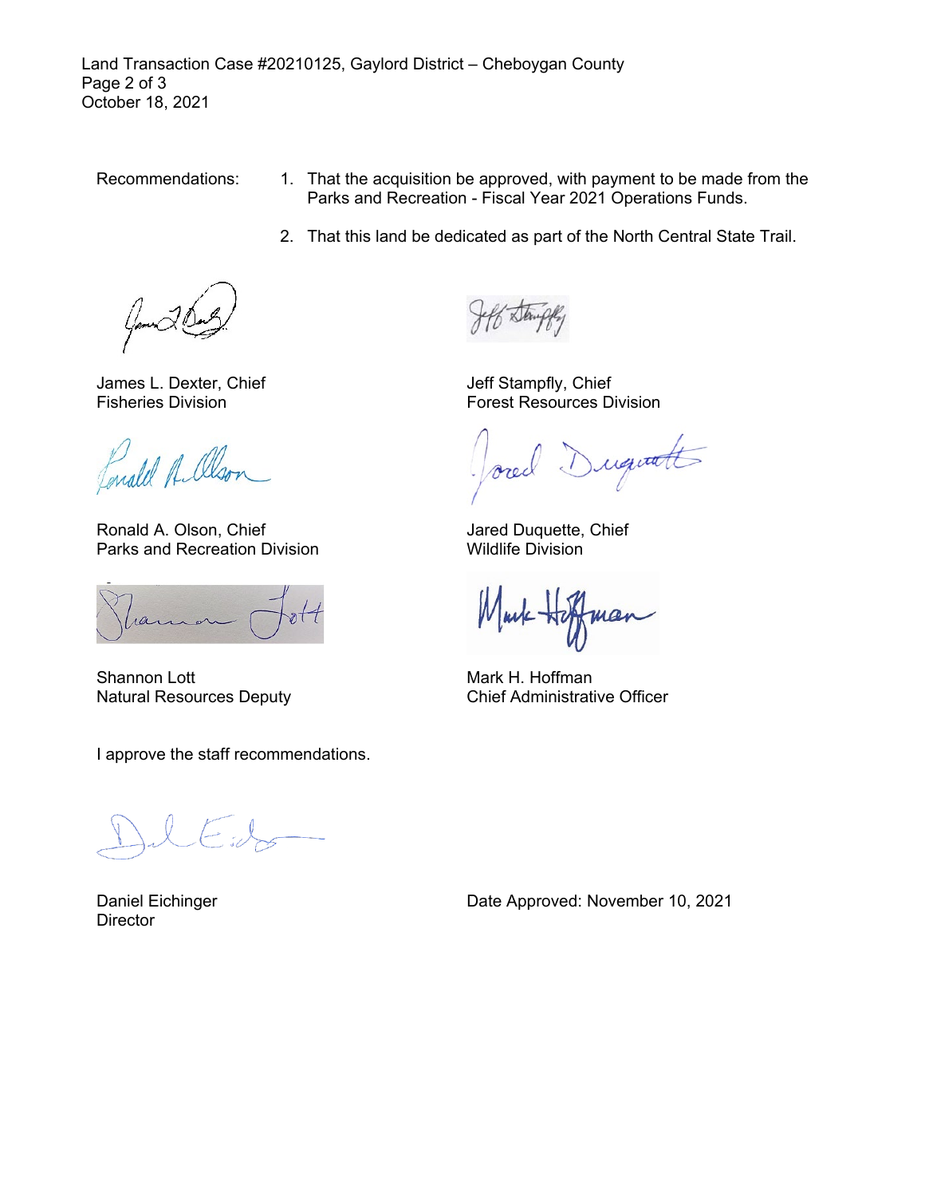Recommendations:

1. That the acquisition be approved, with payment to be made from the Parks and Recreation - Fiscal Year 2021 Operations Funds.
2. That this land be dedicated as part of the North Central State Trail.

James L. Dexter, Chief
Fisheries Division

Jeff Stampfly, Chief
Forest Resources Division

Ronald A. Olson, Chief
Parks and Recreation Division

Jared Duquette, Chief
Wildlife Division

Shannon Lott
Natural Resources Deputy

Mark H. Hoffman
Chief Administrative Officer

I approve the staff recommendations.

Daniel Eichinger
Director

Date Approved: November 10, 2021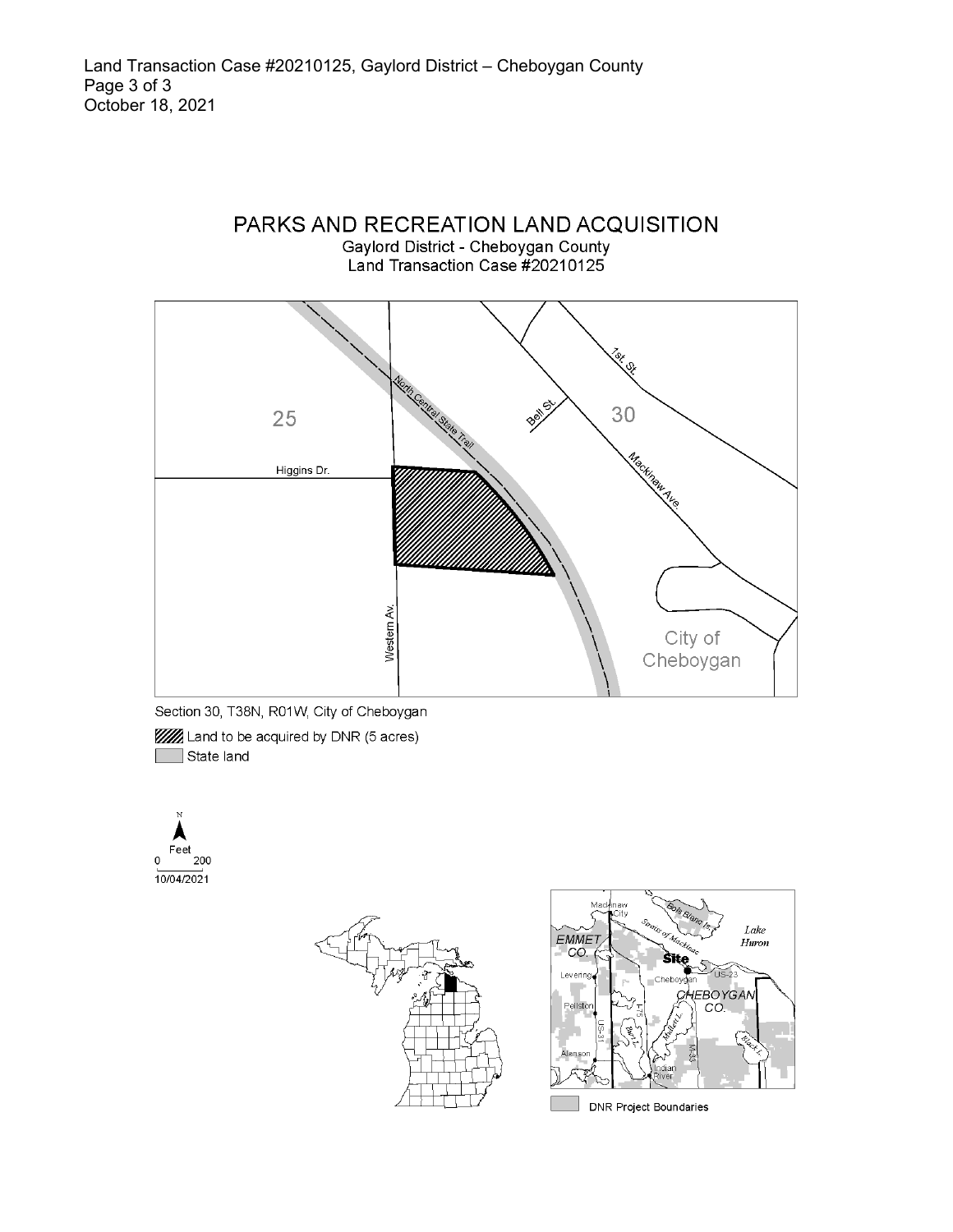# PARKS AND RECREATION LAND ACQUISITION

Gaylord District - Cheboygan County
Land Transaction Case #20210125

Section 30, T38N, R01W, City of Cheboygan

Land to be acquired by DNR (5 acres)

State land

Feet
0 200

10/04/2021

DNR Project Boundaries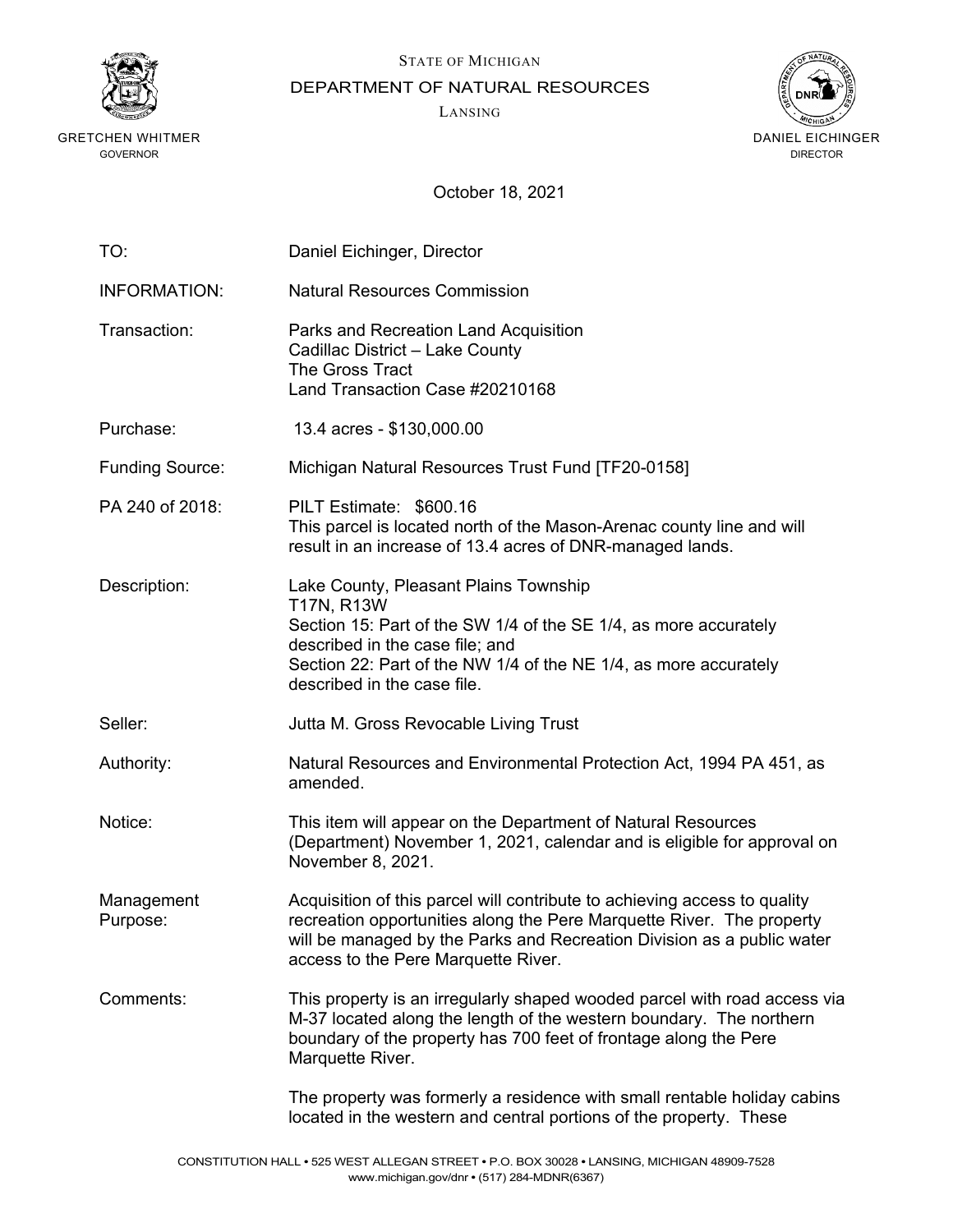STATE OF MICHIGAN

DEPARTMENT OF NATURAL RESOURCES

LANSING

GRETCHEN WHITMER
GOVERNOR

DANIEL EICHINGER
DIRECTOR

October 18, 2021

| | |
|---|---|
| TO: | Daniel Eichinger, Director |
| INFORMATION: | Natural Resources Commission |
| Transaction: | Parks and Recreation Land Acquisition<br>Cadillac District – Lake County<br>The Gross Tract<br>Land Transaction Case #20210168 |
| Purchase: | 13.4 acres - $130,000.00 |
| Funding Source: | Michigan Natural Resources Trust Fund [TF20-0158] |
| PA 240 of 2018: | PILT Estimate: $600.16<br>This parcel is located north of the Mason-Arenac county line and will result in an increase of 13.4 acres of DNR-managed lands. |
| Description: | Lake County, Pleasant Plains Township<br>T17N, R13W<br>Section 15: Part of the SW 1/4 of the SE 1/4, as more accurately described in the case file; and<br>Section 22: Part of the NW 1/4 of the NE 1/4, as more accurately described in the case file. |
| Seller: | Jutta M. Gross Revocable Living Trust |
| Authority: | Natural Resources and Environmental Protection Act, 1994 PA 451, as amended. |
| Notice: | This item will appear on the Department of Natural Resources (Department) November 1, 2021, calendar and is eligible for approval on November 8, 2021. |
| Management Purpose: | Acquisition of this parcel will contribute to achieving access to quality recreation opportunities along the Pere Marquette River. The property will be managed by the Parks and Recreation Division as a public water access to the Pere Marquette River. |
| Comments: | This property is an irregularly shaped wooded parcel with road access via M-37 located along the length of the western boundary. The northern boundary of the property has 700 feet of frontage along the Pere Marquette River.<br><br>The property was formerly a residence with small rentable holiday cabins located in the western and central portions of the property. These |

CONSTITUTION HALL • 525 WEST ALLEGAN STREET • P.O. BOX 30028 • LANSING, MICHIGAN 48909-7528
www.michigan.gov/dnr • (517) 284-MDNR(6367)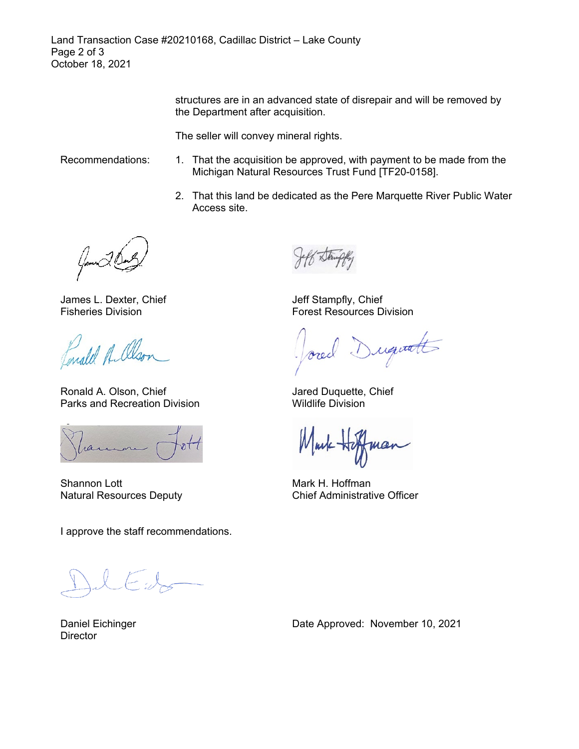structures are in an advanced state of disrepair and will be removed by the Department after acquisition.

The seller will convey mineral rights.

Recommendations:

1. That the acquisition be approved, with payment to be made from the Michigan Natural Resources Trust Fund [TF20-0158].
2. That this land be dedicated as the Pere Marquette River Public Water Access site.

James L. Dexter, Chief
Fisheries Division

Jeff Stampfly, Chief
Forest Resources Division

Ronald A. Olson, Chief
Parks and Recreation Division

Jared Duquette, Chief
Wildlife Division

Shannon Lott
Natural Resources Deputy

Mark H. Hoffman
Chief Administrative Officer

I approve the staff recommendations.

Daniel Eichinger
Director

Date Approved: November 10, 2021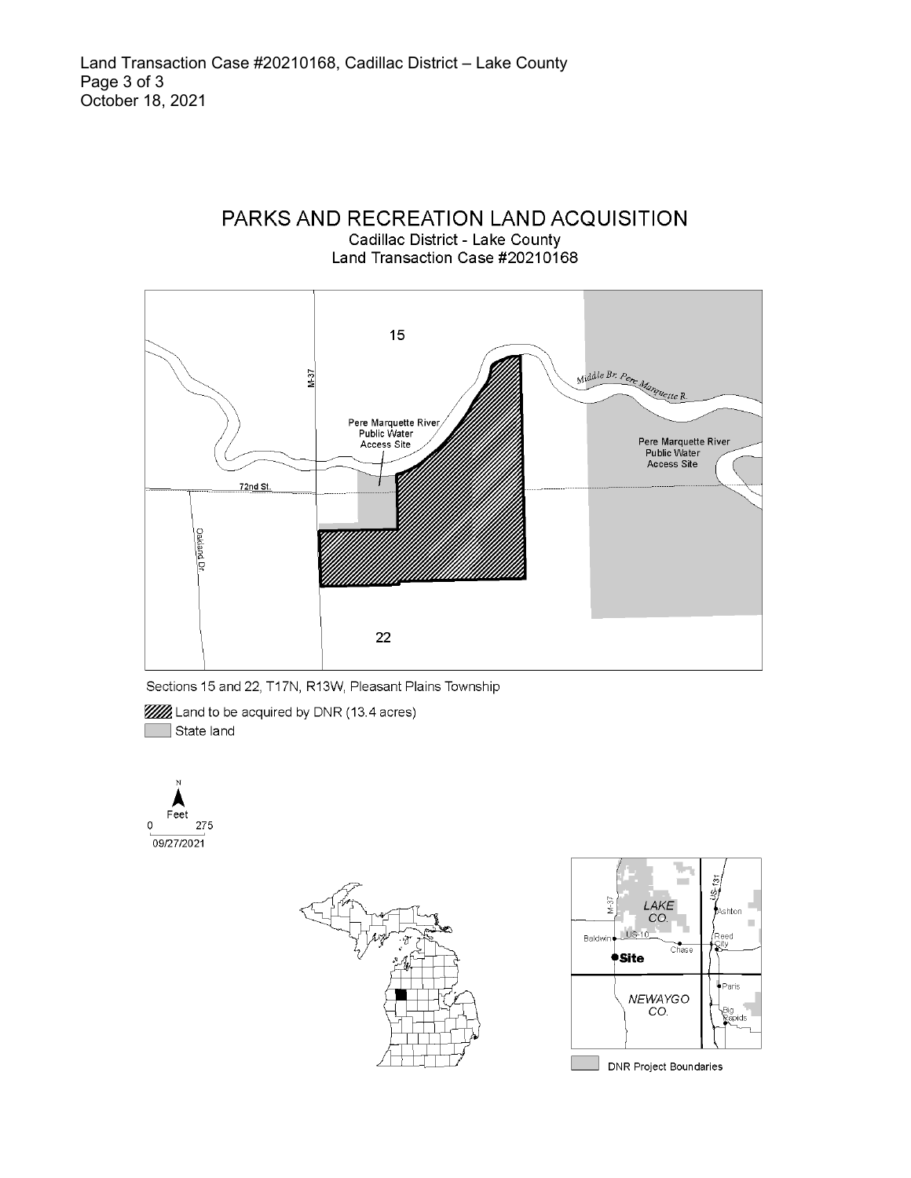# PARKS AND RECREATION LAND ACQUISITION

Cadillac District - Lake County
Land Transaction Case #20210168

15

M-37

Middle Br. Pere Marquette R.

Pere Marquette River Public Water Access Site

Pere Marquette River Public Water Access Site

72nd St.

Oakland Dr.

22

Sections 15 and 22, T17N, R13W, Pleasant Plains Township

Land to be acquired by DNR (13.4 acres)

State land

N

Feet

0 275

09/27/2021

M-37

LAKE CO.

US-131

Ashton

Baldwin

US-10

Chase

Reed City

Site

Paris

NEWAYGO CO.

Big Rapids

DNR Project Boundaries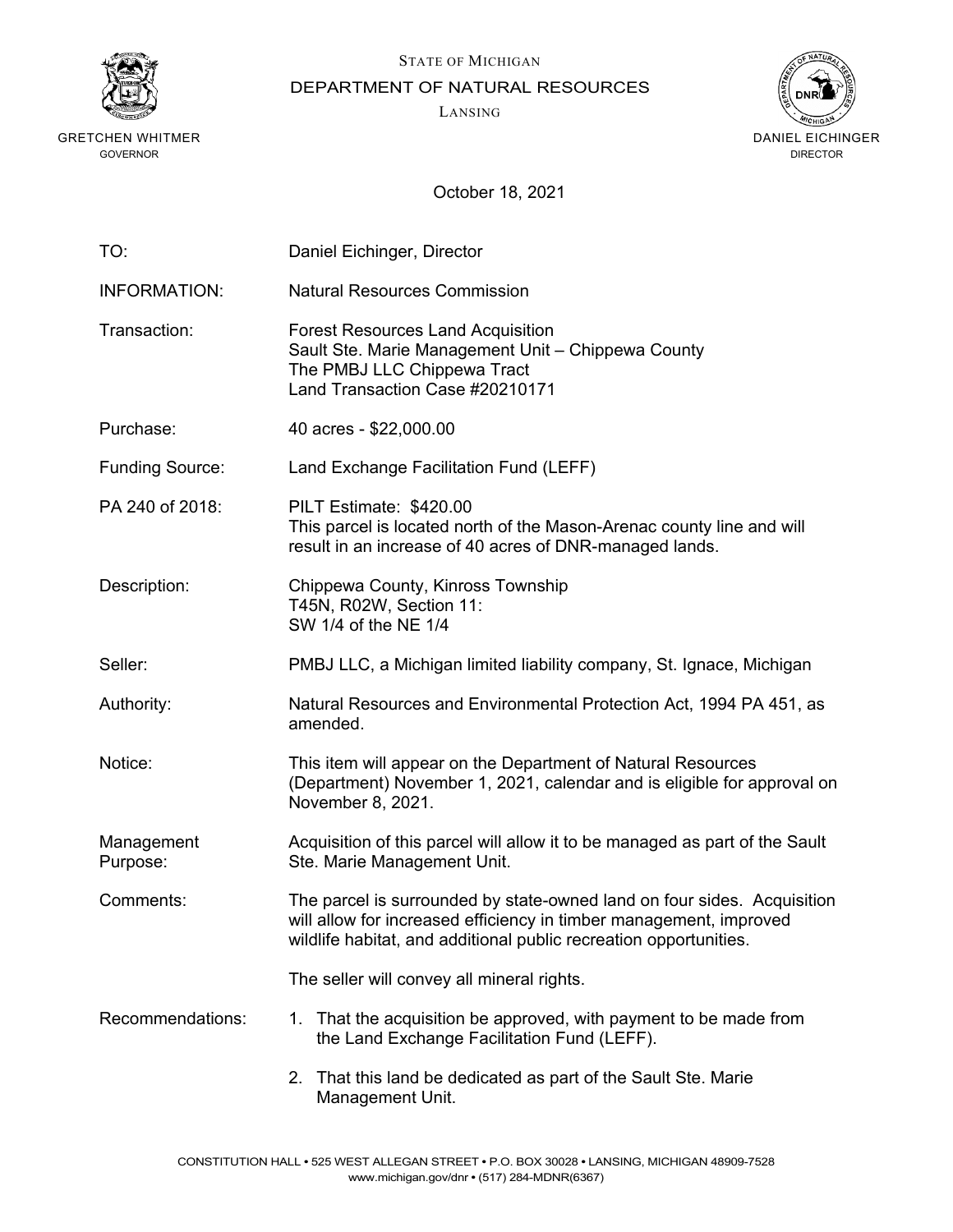STATE OF MICHIGAN

DEPARTMENT OF NATURAL RESOURCES

LANSING

GRETCHEN WHITMER
GOVERNOR

DANIEL EICHINGER
DIRECTOR

October 18, 2021

| | |
|---|---|
| TO: | Daniel Eichinger, Director |
| INFORMATION: | Natural Resources Commission |
| Transaction: | Forest Resources Land Acquisition<br>Sault Ste. Marie Management Unit – Chippewa County<br>The PMBJ LLC Chippewa Tract<br>Land Transaction Case #20210171 |
| Purchase: | 40 acres - $22,000.00 |
| Funding Source: | Land Exchange Facilitation Fund (LEFF) |
| PA 240 of 2018: | PILT Estimate: $420.00<br>This parcel is located north of the Mason-Arenac county line and will result in an increase of 40 acres of DNR-managed lands. |
| Description: | Chippewa County, Kinross Township<br>T45N, R02W, Section 11:<br>SW 1/4 of the NE 1/4 |
| Seller: | PMBJ LLC, a Michigan limited liability company, St. Ignace, Michigan |
| Authority: | Natural Resources and Environmental Protection Act, 1994 PA 451, as amended. |
| Notice: | This item will appear on the Department of Natural Resources (Department) November 1, 2021, calendar and is eligible for approval on November 8, 2021. |
| Management Purpose: | Acquisition of this parcel will allow it to be managed as part of the Sault Ste. Marie Management Unit. |
| Comments: | The parcel is surrounded by state-owned land on four sides. Acquisition will allow for increased efficiency in timber management, improved wildlife habitat, and additional public recreation opportunities.<br><br>The seller will convey all mineral rights. |
| Recommendations: | 1. That the acquisition be approved, with payment to be made from the Land Exchange Facilitation Fund (LEFF).<br><br>2. That this land be dedicated as part of the Sault Ste. Marie Management Unit. |

CONSTITUTION HALL • 525 WEST ALLEGAN STREET • P.O. BOX 30028 • LANSING, MICHIGAN 48909-7528
www.michigan.gov/dnr • (517) 284-MDNR(6367)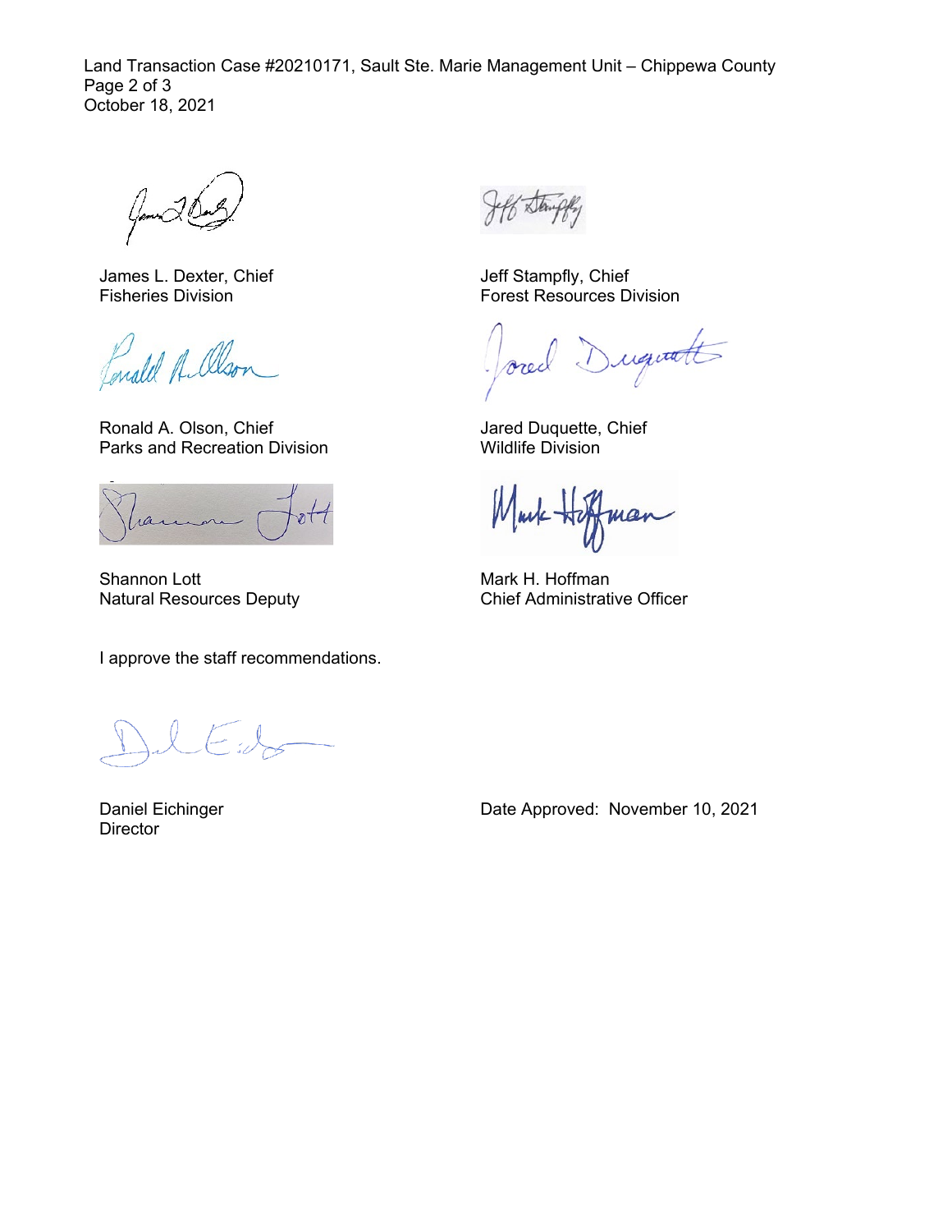James L. Dexter, Chief
Fisheries Division

Jeff Stampfly, Chief
Forest Resources Division

Ronald A. Olson, Chief
Parks and Recreation Division

Jared Duquette, Chief
Wildlife Division

Shannon Lott
Natural Resources Deputy

Mark H. Hoffman
Chief Administrative Officer

I approve the staff recommendations.

Daniel Eichinger
Director

Date Approved: November 10, 2021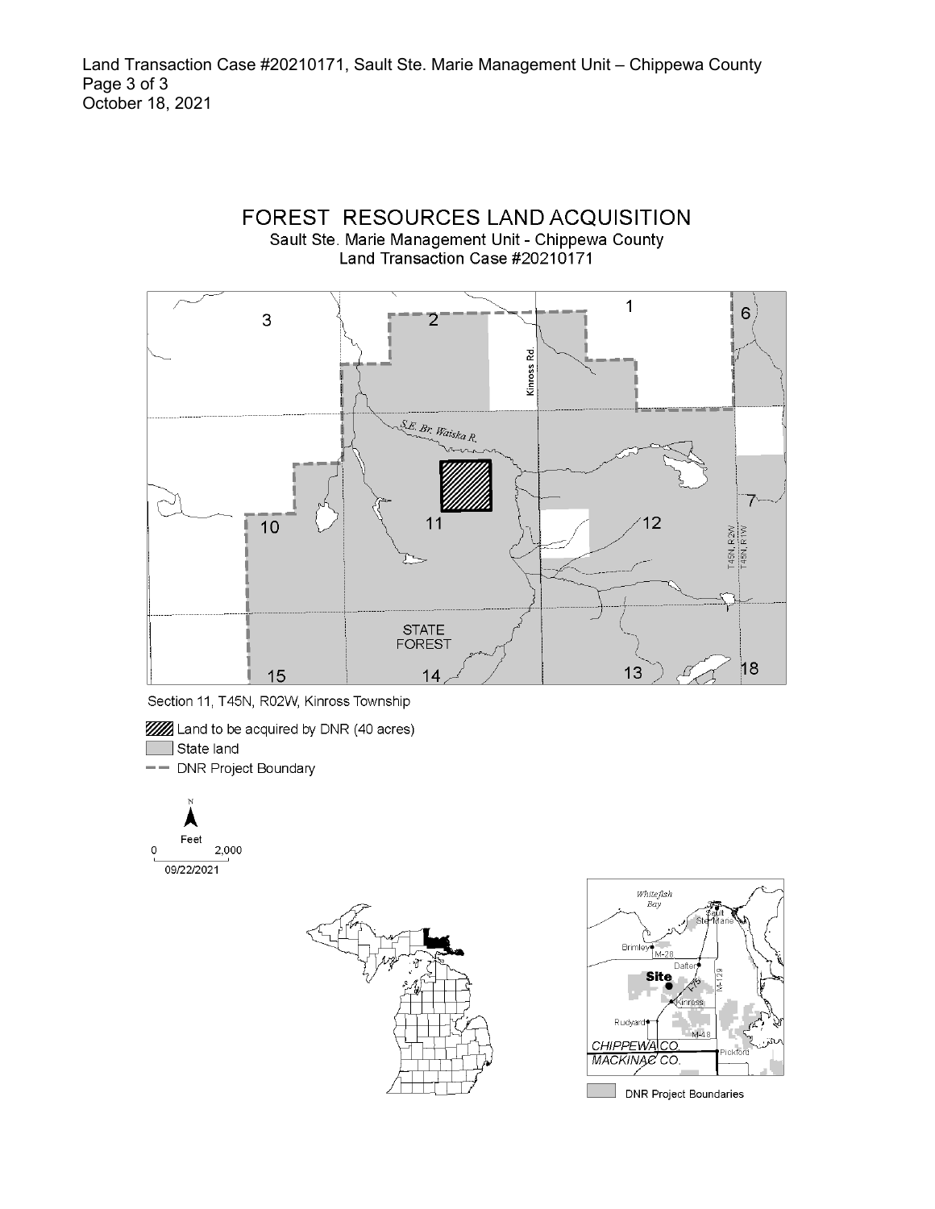# FOREST RESOURCES LAND ACQUISITION

Sault Ste. Marie Management Unit - Chippewa County
Land Transaction Case #20210171

Section 11, T45N, R02W, Kinross Township

- Land to be acquired by DNR (40 acres)
- State land
- DNR Project Boundary

Feet
0 2,000
09/22/2021

DNR Project Boundaries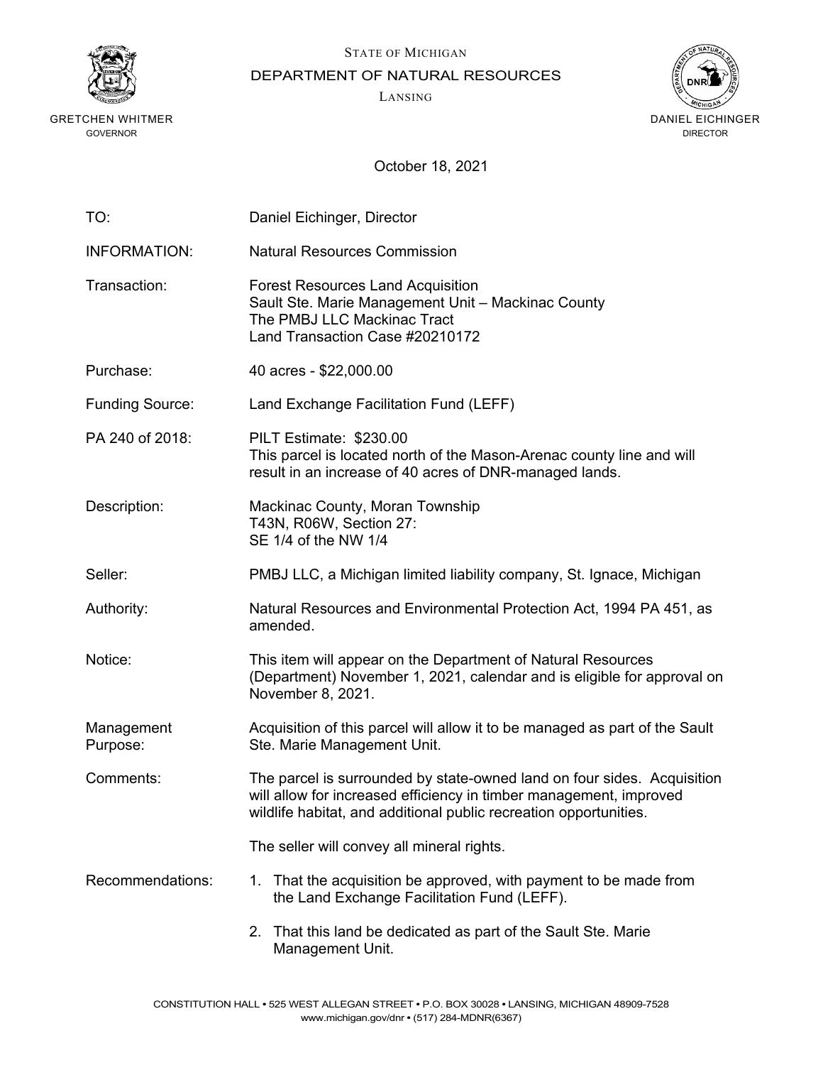STATE OF MICHIGAN

DEPARTMENT OF NATURAL RESOURCES

LANSING

GRETCHEN WHITMER
GOVERNOR

DANIEL EICHINGER
DIRECTOR

October 18, 2021

| | |
|---|---|
| TO: | Daniel Eichinger, Director |
| INFORMATION: | Natural Resources Commission |
| Transaction: | Forest Resources Land Acquisition<br>Sault Ste. Marie Management Unit – Mackinac County<br>The PMBJ LLC Mackinac Tract<br>Land Transaction Case #20210172 |
| Purchase: | 40 acres - $22,000.00 |
| Funding Source: | Land Exchange Facilitation Fund (LEFF) |
| PA 240 of 2018: | PILT Estimate: $230.00<br>This parcel is located north of the Mason-Arenac county line and will result in an increase of 40 acres of DNR-managed lands. |
| Description: | Mackinac County, Moran Township<br>T43N, R06W, Section 27:<br>SE 1/4 of the NW 1/4 |
| Seller: | PMBJ LLC, a Michigan limited liability company, St. Ignace, Michigan |
| Authority: | Natural Resources and Environmental Protection Act, 1994 PA 451, as amended. |
| Notice: | This item will appear on the Department of Natural Resources (Department) November 1, 2021, calendar and is eligible for approval on November 8, 2021. |
| Management Purpose: | Acquisition of this parcel will allow it to be managed as part of the Sault Ste. Marie Management Unit. |
| Comments: | The parcel is surrounded by state-owned land on four sides. Acquisition will allow for increased efficiency in timber management, improved wildlife habitat, and additional public recreation opportunities.<br><br>The seller will convey all mineral rights. |
| Recommendations: | 1. That the acquisition be approved, with payment to be made from the Land Exchange Facilitation Fund (LEFF).<br>2. That this land be dedicated as part of the Sault Ste. Marie Management Unit. |

CONSTITUTION HALL • 525 WEST ALLEGAN STREET • P.O. BOX 30028 • LANSING, MICHIGAN 48909-7528
www.michigan.gov/dnr • (517) 284-MDNR(6367)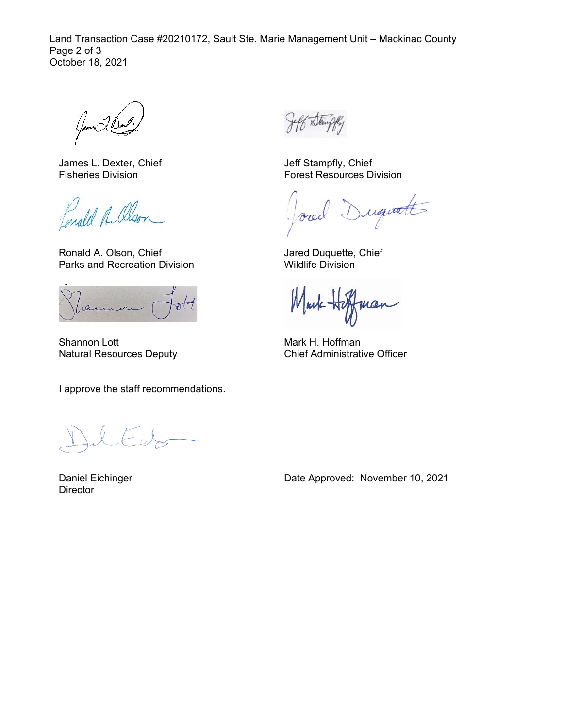James L. Dexter, Chief
Fisheries Division

Jeff Stampfly, Chief
Forest Resources Division

Ronald A. Olson, Chief
Parks and Recreation Division

Jared Duquette, Chief
Wildlife Division

Shannon Lott
Natural Resources Deputy

Mark H. Hoffman
Chief Administrative Officer

I approve the staff recommendations.

Daniel Eichinger
Director

Date Approved: November 10, 2021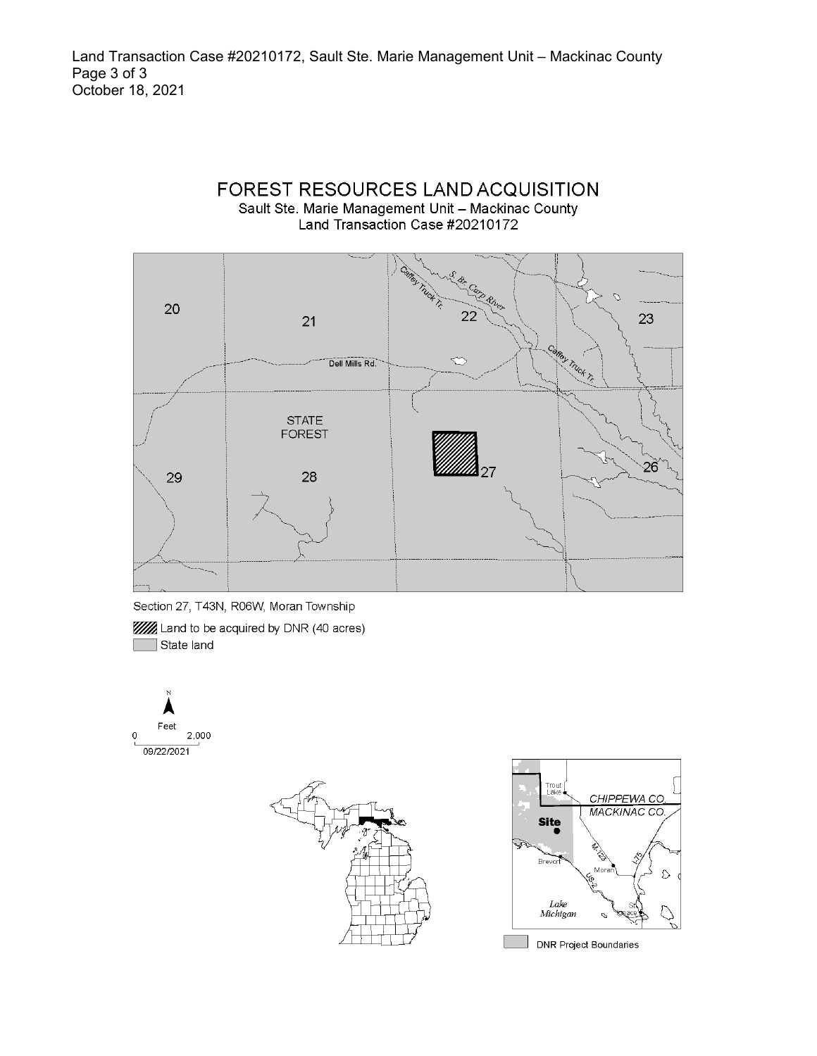# FOREST RESOURCES LAND ACQUISITION

Sault Ste. Marie Management Unit – Mackinac County
Land Transaction Case #20210172

20
21
22
23
29
28
27
26
STATE FOREST
Dell Mills Rd.
Caffey Truck Tr.
S. Br. Carp River

Section 27, T43N, R06W, Moran Township

Land to be acquired by DNR (40 acres)
State land

N
Feet
0 2,000
09/22/2021

Trout Lake
CHIPPEWA CO.
MACKINAC CO.
Site
M-123
I-75
Brevort
Moran
US-2
Lake Michigan
St. Ignace

DNR Project Boundaries